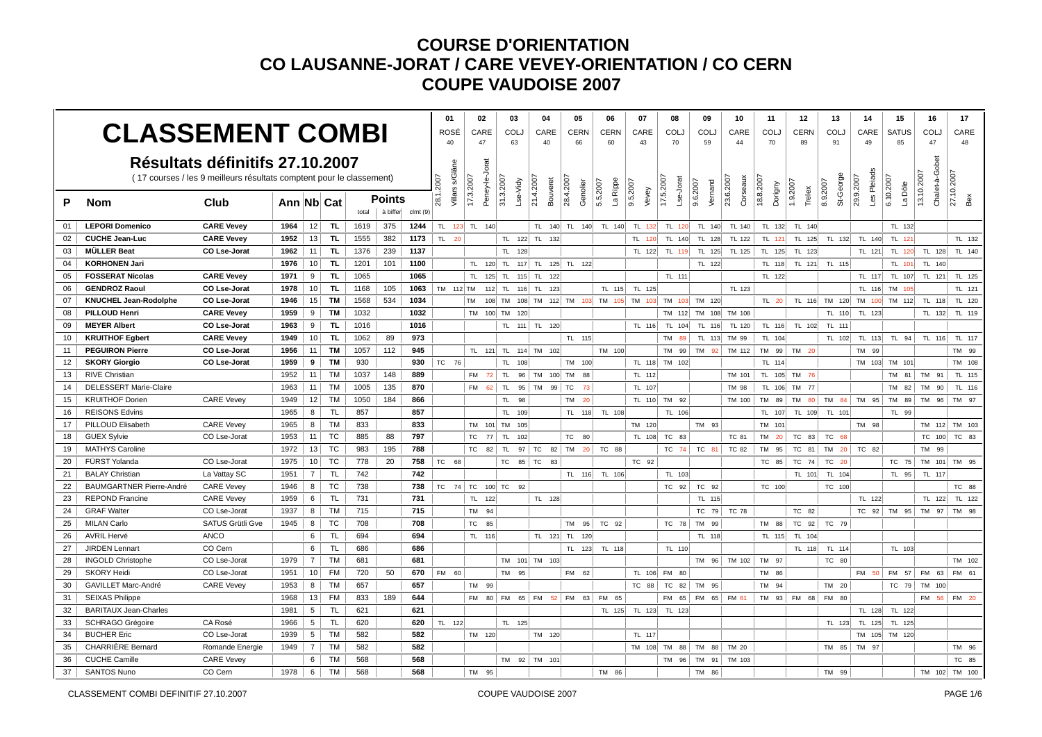# COURSE D'ORIENTATION
# CO LAUSANNE-JORAT / CARE VEVEY-ORIENTATION / CO CERN
# COUPE VAUDOISE 2007

## CLASSEMENT COMBI

### Résultats définitifs 27.10.2007

( 17 courses / les 9 meilleurs résultats comptent pour le classement)

| P | Nom | Club | Ann | Nb | Cat | Points total | Points à biffer | climt (9) | 01 | 02 | 03 | 04 | 05 | 06 | 07 | 08 | 09 | 10 | 11 | 12 | 13 | 14 | 15 | 16 | 17 |
|---|---|---|---|---|---|---|---|---|---|---|---|---|---|---|---|---|---|---|---|---|---|---|---|---|---|
| | | | | | | | | | ROSÉ 40 | CARE 47 | COLJ 63 | CARE 40 | CERN 66 | CERN 60 | CARE 43 | COLJ 70 | COLJ 59 | CARE 44 | COLJ 70 | CERN 89 | COLJ 91 | CARE 49 | SATUS 85 | COLJ 47 | CARE 48 |
| | | | | | | | | | 28.1.2007 Villars s/Glâne | 17.3.2007 Peney-le-Jorat | 31.3.2007 Lse-Vidy | 21.4.2007 Bouveret | 28.4.2007 Genolier | 5.5.2007 La Rippe | 9.5.2007 Vevey | 17.5.2007 Lse-Jorat | 9.6.2007 Vernand | 23.6.2007 Corseaux | 18.8.2007 Dorigny | 1.9.2007 Trelex | 8.9.2007 St-George | 29.9.2007 Les Pléiads | 6.10.2007 La Dôle | 13.10.2007 Chalet-à-Gobet | 27.10.2007 Bex |
| 01 | **LEPORI Domenico** | **CARE Vevey** | **1964** | **12** | **TL** | **1619** | **375** | **1244** | TL 123 | TL 140 | | TL 140 | TL 140 | TL 140 | TL 132 | TL 120 | TL 140 | TL 140 | TL 132 | TL 140 | | | TL 132 | | |
| 02 | **CUCHE Jean-Luc** | **CARE Vevey** | **1952** | **13** | **TL** | **1555** | **382** | **1173** | TL 20 | | TL 122 | TL 132 | | | TL 120 | TL 140 | TL 128 | TL 122 | TL 121 | TL 125 | TL 132 | TL 140 | TL 121 | | TL 132 |
| 03 | **MÜLLER Beat** | **CO Lse-Jorat** | **1962** | **11** | **TL** | **1376** | **239** | **1137** | | | TL 128 | | | | TL 122 | TL 119 | TL 125 | TL 125 | TL 125 | TL 123 | | TL 121 | TL 120 | TL 128 | TL 140 |
| 04 | **KORHONEN Jari** | | **1976** | **10** | **TL** | **1201** | **101** | **1100** | | TL 120 | TL 117 | TL 125 | TL 122 | | | | TL 122 | | TL 118 | TL 121 | TL 115 | | TL 101 | TL 140 | |
| 05 | **FOSSERAT Nicolas** | **CARE Vevey** | **1971** | **9** | **TL** | **1065** | | **1065** | | TL 125 | TL 115 | TL 122 | | | | TL 111 | | | TL 122 | | | TL 117 | TL 107 | TL 121 | TL 125 |
| 06 | **GENDROZ Raoul** | **CO Lse-Jorat** | **1978** | **10** | **TL** | **1168** | **105** | **1063** | TM 112 | TM 112 | TL 116 | TL 123 | | TL 115 | TL 125 | | | TL 123 | | | | TL 116 | TM 105 | | TL 121 |
| 07 | **KNUCHEL Jean-Rodolphe** | **CO Lse-Jorat** | **1946** | **15** | **TM** | **1568** | **534** | **1034** | | TM 108 | TM 108 | TM 112 | TM 103 | TM 105 | TM 103 | TM 103 | TM 120 | | TL 20 | TL 116 | TM 120 | TM 100 | TM 112 | TL 118 | TL 120 |
| 08 | **PILLOUD Henri** | **CARE Vevey** | **1959** | **9** | **TM** | **1032** | | **1032** | | TM 100 | TM 120 | | | | | TM 112 | TM 108 | TM 108 | | | TL 110 | TL 123 | | TL 132 | TL 119 |
| 09 | **MEYER Albert** | **CO Lse-Jorat** | **1963** | **9** | **TL** | **1016** | | **1016** | | | TL 111 | TL 120 | | | TL 116 | TL 104 | TL 116 | TL 120 | TL 116 | TL 102 | TL 111 | | | | |
| 10 | **KRUITHOF Egbert** | **CARE Vevey** | **1949** | **10** | **TL** | **1062** | **89** | **973** | | | | | TL 115 | | | TM 89 | TL 113 | TM 99 | TL 104 | | TL 102 | TL 113 | TL 94 | TL 116 | TL 117 |
| 11 | **PEGUIRON Pierre** | **CO Lse-Jorat** | **1956** | **11** | **TM** | **1057** | **112** | **945** | | TL 121 | TL 114 | TM 102 | | TM 100 | | TM 99 | TM 92 | TM 112 | TM 99 | TM 20 | | TM 99 | | | TM 99 |
| 12 | **SKORY Giorgio** | **CO Lse-Jorat** | **1959** | **9** | **TM** | **930** | | **930** | TC 76 | | TL 108 | | TM 100 | | TL 118 | TM 102 | | | TL 114 | | | TM 103 | TM 101 | | TM 108 |
| 13 | RIVE Christian | | 1952 | 11 | TM | 1037 | 148 | **889** | | FM 72 | TL 96 | TM 100 | TM 88 | | TL 112 | | | TM 101 | TL 105 | TM 76 | | | TM 81 | TM 91 | TL 115 |
| 14 | DELESSERT Marie-Claire | | 1963 | 11 | TM | 1005 | 135 | **870** | | FM 62 | TL 95 | TM 99 | TC 73 | | TL 107 | | | TM 98 | TL 106 | TM 77 | | | TM 82 | TM 90 | TL 116 |
| 15 | KRUITHOF Dorien | CARE Vevey | 1949 | 12 | TM | 1050 | 184 | **866** | | | TL 98 | | TM 20 | | TL 110 | TM 92 | | TM 100 | TM 89 | TM 80 | TM 84 | TM 95 | TM 89 | TM 96 | TM 97 |
| 16 | REISONS Edvins | | 1965 | 8 | TL | 857 | | **857** | | | TL 109 | | TL 118 | TL 108 | | TL 106 | | | TL 107 | TL 109 | TL 101 | | TL 99 | | |
| 17 | PILLOUD Elisabeth | CARE Vevey | 1965 | 8 | TM | 833 | | **833** | | TM 101 | TM 105 | | | | TM 120 | | TM 93 | | TM 101 | | | TM 98 | | TM 112 | TM 103 |
| 18 | GUEX Sylvie | CO Lse-Jorat | 1953 | 11 | TC | 885 | 88 | **797** | | TC 77 | TL 102 | | TC 80 | | TL 108 | TC 83 | | TC 81 | TM 20 | TC 83 | TC 68 | | | TC 100 | TC 83 |
| 19 | MATHYS Caroline | | 1972 | 13 | TC | 983 | 195 | **788** | | TC 82 | TL 97 | TC 82 | TM 20 | TC 88 | | TC 74 | TC 81 | TC 82 | TM 95 | TC 81 | TM 20 | TC 82 | | TM 99 | |
| 20 | FÜRST Yolanda | CO Lse-Jorat | 1975 | 10 | TC | 778 | 20 | **758** | TC 68 | | TC 85 | TC 83 | | | TC 92 | | | | TC 85 | TC 74 | TC 20 | | TC 75 | TM 101 | TM 95 |
| 21 | BALAY Christian | La Vattay SC | 1951 | 7 | TL | 742 | | **742** | | | | | TL 116 | TL 106 | | TL 103 | | | | TL 101 | TL 104 | | TL 95 | TL 117 | |
| 22 | BAUMGARTNER Pierre-André | CARE Vevey | 1946 | 8 | TC | 738 | | **738** | TC 74 | TC 100 | TC 92 | | | | | TC 92 | TC 92 | | TC 100 | | TC 100 | | | | TC 88 |
| 23 | REPOND Francine | CARE Vevey | 1959 | 6 | TL | 731 | | **731** | | TL 122 | | TL 128 | | | | | TL 115 | | | | | TL 122 | | TL 122 | TL 122 |
| 24 | GRAF Walter | CO Lse-Jorat | 1937 | 8 | TM | 715 | | **715** | | TM 94 | | | | | | | TC 79 | TC 78 | | TC 82 | | TC 92 | TM 95 | TM 97 | TM 98 |
| 25 | MILAN Carlo | SATUS Grütli Gve | 1945 | 8 | TC | 708 | | **708** | | TC 85 | | | TM 95 | TC 92 | | TC 78 | TM 99 | | TM 88 | TC 92 | TC 79 | | | | |
| 26 | AVRIL Hervé | ANCO | | 6 | TL | 694 | | **694** | | TL 116 | | TL 121 | TL 120 | | | | TL 118 | | TL 115 | TL 104 | | | | | |
| 27 | JIRDEN Lennart | CO Cern | | 6 | TL | 686 | | **686** | | | | | TL 123 | TL 118 | | TL 110 | | | | TL 118 | TL 114 | | TL 103 | | |
| 28 | INGOLD Christophe | CO Lse-Jorat | 1979 | 7 | TM | 681 | | **681** | | | TM 101 | TM 103 | | | | | TM 96 | TM 102 | TM 97 | | TC 80 | | | | TM 102 |
| 29 | SKORY Heidi | CO Lse-Jorat | 1951 | 10 | FM | 720 | 50 | **670** | FM 60 | | TM 95 | | FM 62 | | TL 106 | FM 80 | | | TM 86 | | | FM 50 | FM 57 | FM 63 | FM 61 |
| 30 | GAVILLET Marc-André | CARE Vevey | 1953 | 8 | TM | 657 | | **657** | | TM 99 | | | | | TC 88 | TC 82 | TM 95 | | TM 94 | | TM 20 | | TC 79 | TM 100 | |
| 31 | SEIXAS Philippe | | 1968 | 13 | FM | 833 | 189 | **644** | | FM 80 | FM 65 | FM 52 | FM 63 | FM 65 | | FM 65 | FM 65 | FM 61 | TM 93 | FM 68 | FM 80 | | | FM 56 | FM 20 |
| 32 | BARITAUX Jean-Charles | | 1981 | 5 | TL | 621 | | **621** | | | | | | TL 125 | TL 123 | TL 123 | | | | | | TL 128 | TL 122 | | |
| 33 | SCHRAGO Grégoire | CA Rosé | 1966 | 5 | TL | 620 | | **620** | TL 122 | | TL 125 | | | | | | | | | | TL 123 | TL 125 | TL 125 | | |
| 34 | BUCHER Eric | CO Lse-Jorat | 1939 | 5 | TM | 582 | | **582** | | TM 120 | | TM 120 | | | TL 117 | | | | | | | TM 105 | TM 120 | | |
| 35 | CHARRIÈRE Bernard | Romande Energie | 1949 | 7 | TM | 582 | | **582** | | | | | | | TM 108 | TM 88 | TM 88 | TM 20 | | | TM 85 | TM 97 | | | TM 96 |
| 36 | CUCHE Camille | CARE Vevey | | 6 | TM | 568 | | **568** | | | TM 92 | TM 101 | | | | TM 96 | TM 91 | TM 103 | | | | | | | TC 85 |
| 37 | SANTOS Nuno | CO Cern | 1978 | 6 | TM | 568 | | **568** | | TM 95 | | | | TM 86 | | | TM 86 | | | | TM 99 | | | TM 102 | TM 100 |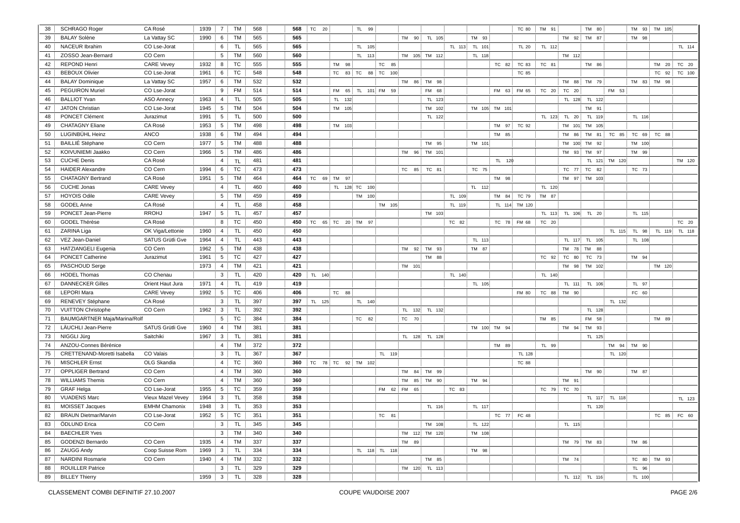| | | | | | | | | | | | | | | | | | | | | | | | | |
|---|---|---|---|---|---|---|---|---|---|---|---|---|---|---|---|---|---|---|---|---|---|---|---|---|
| 38 | SCHRAGO Roger | CA Rosé | 1939 | 7 | TM | 568 | **568** | TC 20 | | TL 99 | | | | | | | TC 80 | TM 91 | | TM 80 | | TM 93 | TM 105 | |
| 39 | BALAY Solène | La Vattay SC | 1990 | 6 | TM | 565 | **565** | | | | | TM 90 | TL 105 | | TM 93 | | | | TM 92 | TM 87 | | TM 98 | | |
| 40 | NACEUR Ibrahim | CO Lse-Jorat | | 6 | TL | 565 | **565** | | | TL 105 | | | | TL 113 | TL 101 | | TL 20 | TL 112 | | | | | | TL 114 |
| 41 | ZOSSO Jean-Bernard | CO Cern | | 5 | TM | 560 | **560** | | | TL 113 | | TM 105 | TM 112 | | TL 118 | | | | TM 112 | | | | | |
| 42 | REPOND Henri | CARE Vevey | 1932 | 8 | TC | 555 | **555** | | TM 98 | | TC 85 | | | | | TC 82 | TC 83 | TC 81 | | TM 86 | | | TM 20 | TC 20 |
| 43 | BEBOUX Olivier | CO Lse-Jorat | 1961 | 6 | TC | 548 | **548** | | TC 83 | TC 88 | TC 100 | | | | | | TC 85 | | | | | | TC 92 | TC 100 |
| 44 | BALAY Dominique | La Vattay SC | 1957 | 6 | TM | 532 | **532** | | | | | TM 86 | TM 98 | | | | | | TM 88 | TM 79 | | TM 83 | TM 98 | |
| 45 | PEGUIRON Muriel | CO Lse-Jorat | | 9 | FM | 514 | **514** | | FM 65 | TL 101 | FM 59 | | FM 68 | | | FM 63 | FM 65 | TC 20 | TC 20 | | FM 53 | | | |
| 46 | BALLIOT Yvan | ASO Annecy | 1963 | 4 | TL | 505 | **505** | | TL 132 | | | | TL 123 | | | | | | TL 128 | TL 122 | | | | |
| 47 | JATON Christian | CO Lse-Jorat | 1945 | 5 | TM | 504 | **504** | | TM 105 | | | | TM 102 | | TM 105 | TM 101 | | | | TM 91 | | | | |
| 48 | PONCET Clément | Jurazimut | 1991 | 5 | TL | 500 | **500** | | | | | | TL 122 | | | | | TL 123 | TL 20 | TL 119 | | TL 116 | | |
| 49 | CHATAGNY Eliane | CA Rosé | 1953 | 5 | TM | 498 | **498** | | TM 103 | | | | | | | TM 97 | TC 92 | | TM 101 | TM 105 | | | | |
| 50 | LUGINBÜHL Heinz | ANCO | 1938 | 6 | TM | 494 | **494** | | | | | | | | | TM 85 | | | TM 86 | TM 81 | TC 85 | TC 69 | TC 88 | |
| 51 | BAILLIÉ Stéphane | CO Cern | 1977 | 5 | TM | 488 | **488** | | | | | | TM 95 | | TM 101 | | | | TM 100 | TM 92 | | TM 100 | | |
| 52 | KOIVUNIEMI Jaakko | CO Cern | 1966 | 5 | TM | 486 | **486** | | | | | TM 96 | TM 101 | | | | | | TM 93 | TM 97 | | TM 99 | | |
| 53 | CUCHE Denis | CA Rosé | | 4 | TL | 481 | **481** | | | | | | | | | TL 120 | | | | TL 121 | TM 120 | | | TM 120 |
| 54 | HAIDER Alexandre | CO Cern | 1994 | 6 | TC | 473 | **473** | | | | | TC 85 | TC 81 | | TC 75 | | | | TC 77 | TC 82 | | TC 73 | | |
| 55 | CHATAGNY Bertrand | CA Rosé | 1951 | 5 | TM | 464 | **464** | TC 69 | TM 97 | | | | | | | TM 98 | | | TM 97 | TM 103 | | | | |
| 56 | CUCHE Jonas | CARE Vevey | | 4 | TL | 460 | **460** | | TL 128 | TC 100 | | | | | TL 112 | | | TL 120 | | | | | | |
| 57 | HOYOIS Odile | CARE Vevey | | 5 | TM | 459 | **459** | | | TM 100 | | | | TL 109 | | TM 84 | TC 79 | TM 87 | | | | | | |
| 58 | GODEL Anne | CA Rosé | | 4 | TL | 458 | **458** | | | | TM 105 | | | TL 119 | | TL 114 | TM 120 | | | | | | | |
| 59 | PONCET Jean-Pierre | RROHJ | 1947 | 5 | TL | 457 | **457** | | | | | | TM 103 | | | | | TL 113 | TL 106 | TL 20 | | TL 115 | | |
| 60 | GODEL Thérèse | CA Rosé | | 8 | TC | 450 | **450** | TC 65 | TC 20 | TM 97 | | | | TC 82 | | TC 78 | FM 68 | TC 20 | | | | | | TC 20 |
| 61 | ZARINA Liga | OK Viga/Lettonie | 1960 | 4 | TL | 450 | **450** | | | | | | | | | | | | | | TL 115 | TL 98 | TL 119 | TL 118 |
| 62 | VEZ Jean-Daniel | SATUS Grütli Gve | 1964 | 4 | TL | 443 | **443** | | | | | | | | TL 113 | | | | TL 117 | TL 105 | | TL 108 | | |
| 63 | HATZIANGELI Eugenia | CO Cern | 1962 | 5 | TM | 438 | **438** | | | | | TM 92 | TM 93 | | TM 87 | | | | TM 78 | TM 88 | | | | |
| 64 | PONCET Catherine | Jurazimut | 1961 | 5 | TC | 427 | **427** | | | | | | TM 88 | | | | | TC 92 | TC 80 | TC 73 | | TM 94 | | |
| 65 | PASCHOUD Serge | | 1973 | 4 | TM | 421 | **421** | | | | | TM 101 | | | | | | | TM 98 | TM 102 | | | TM 120 | |
| 66 | HODEL Thomas | CO Chenau | | 3 | TL | 420 | **420** | TL 140 | | | | | | TL 140 | | | | TL 140 | | | | | | |
| 67 | DANNECKER Gilles | Orient Haut Jura | 1971 | 4 | TL | 419 | **419** | | | | | | | | TL 105 | | | | TL 111 | TL 106 | | TL 97 | | |
| 68 | LEPORI Mara | CARE Vevey | 1992 | 5 | TC | 406 | **406** | | TC 88 | | | | | | | | FM 80 | TC 88 | TM 90 | | | FC 60 | | |
| 69 | RENEVEY Stéphane | CA Rosé | | 3 | TL | 397 | **397** | TL 125 | | TL 140 | | | | | | | | | | | TL 132 | | | |
| 70 | VUITTON Christophe | CO Cern | 1962 | 3 | TL | 392 | **392** | | | | | TL 132 | TL 132 | | | | | | | TL 128 | | | | |
| 71 | BAUMGARTNER Maja/Marina/Rolf | | | 5 | TC | 384 | **384** | | | TC 82 | | TC 70 | | | | | | TM 85 | | FM 58 | | | TM 89 | |
| 72 | LÄUCHLI Jean-Pierre | SATUS Grütli Gve | 1960 | 4 | TM | 381 | **381** | | | | | | | | TM 100 | TM 94 | | | TM 94 | TM 93 | | | | |
| 73 | NIGGLI Jürg | Saitchiki | 1967 | 3 | TL | 381 | **381** | | | | | TL 128 | TL 128 | | | | | | | TL 125 | | | | |
| 74 | ANZOU-Connes Bérénice | | | 4 | TM | 372 | **372** | | | | | | | | | TM 89 | | TL 99 | | | TM 94 | TM 90 | | |
| 75 | CRETTENAND-Moretti Isabella | CO Valais | | 3 | TL | 367 | **367** | | | | TL 119 | | | | | | TL 128 | | | | TL 120 | | | |
| 76 | MISCHLER Ernst | OLG Skandia | | 4 | TC | 360 | **360** | TC 78 | TC 92 | TM 102 | | | | | | | TC 88 | | | | | | | |
| 77 | OPPLIGER Bertrand | CO Cern | | 4 | TM | 360 | **360** | | | | | TM 84 | TM 99 | | | | | | | TM 90 | | TM 87 | | |
| 78 | WILLIAMS Themis | CO Cern | | 4 | TM | 360 | **360** | | | | | TM 85 | TM 90 | | TM 94 | | | | TM 91 | | | | | |
| 79 | GRAF Helga | CO Lse-Jorat | 1955 | 5 | TC | 359 | **359** | | | | FM 62 | FM 65 | | TC 83 | | | | TC 79 | TC 70 | | | | | |
| 80 | VUADENS Marc | Vieux Mazel Vevey | 1964 | 3 | TL | 358 | **358** | | | | | | | | | | | | | TL 117 | TL 118 | | | TL 123 |
| 81 | MOISSET Jacques | EMHM Chamonix | 1948 | 3 | TL | 353 | **353** | | | | | | TL 116 | | TL 117 | | | | | TL 120 | | | | |
| 82 | BRAUN Dietmar/Marvin | CO Lse-Jorat | 1952 | 5 | TC | 351 | **351** | | | | TC 81 | | | | | TC 77 | FC 48 | | | | | | TC 85 | FC 60 |
| 83 | ÖDLUND Erica | CO Cern | | 3 | TL | 345 | **345** | | | | | | TM 108 | | TL 122 | | | | TL 115 | | | | | |
| 84 | BAECHLER Yves | | | 3 | TM | 340 | **340** | | | | | TM 112 | TM 120 | | TM 108 | | | | | | | | | |
| 85 | GODENZI Bernardo | CO Cern | 1935 | 4 | TM | 337 | **337** | | | | | TM 89 | | | | | | | TM 79 | TM 83 | | TM 86 | | |
| 86 | ZAUGG Andy | Coop Suisse Rom | 1969 | 3 | TL | 334 | **334** | | | TL 118 | TL 118 | | | | TM 98 | | | | | | | | | |
| 87 | NARDINI Rosmarie | CO Cern | 1940 | 4 | TM | 332 | **332** | | | | | | TM 85 | | | | | | TM 74 | | | TC 80 | TM 93 | |
| 88 | ROUILLER Patrice | | | 3 | TL | 329 | **329** | | | | | TM 120 | TL 113 | | | | | | | | | TL 96 | | |
| 89 | BILLEY Thierry | | 1959 | 3 | TL | 328 | **328** | | | | | | | | | | | | TL 112 | TL 116 | | TL 100 | | |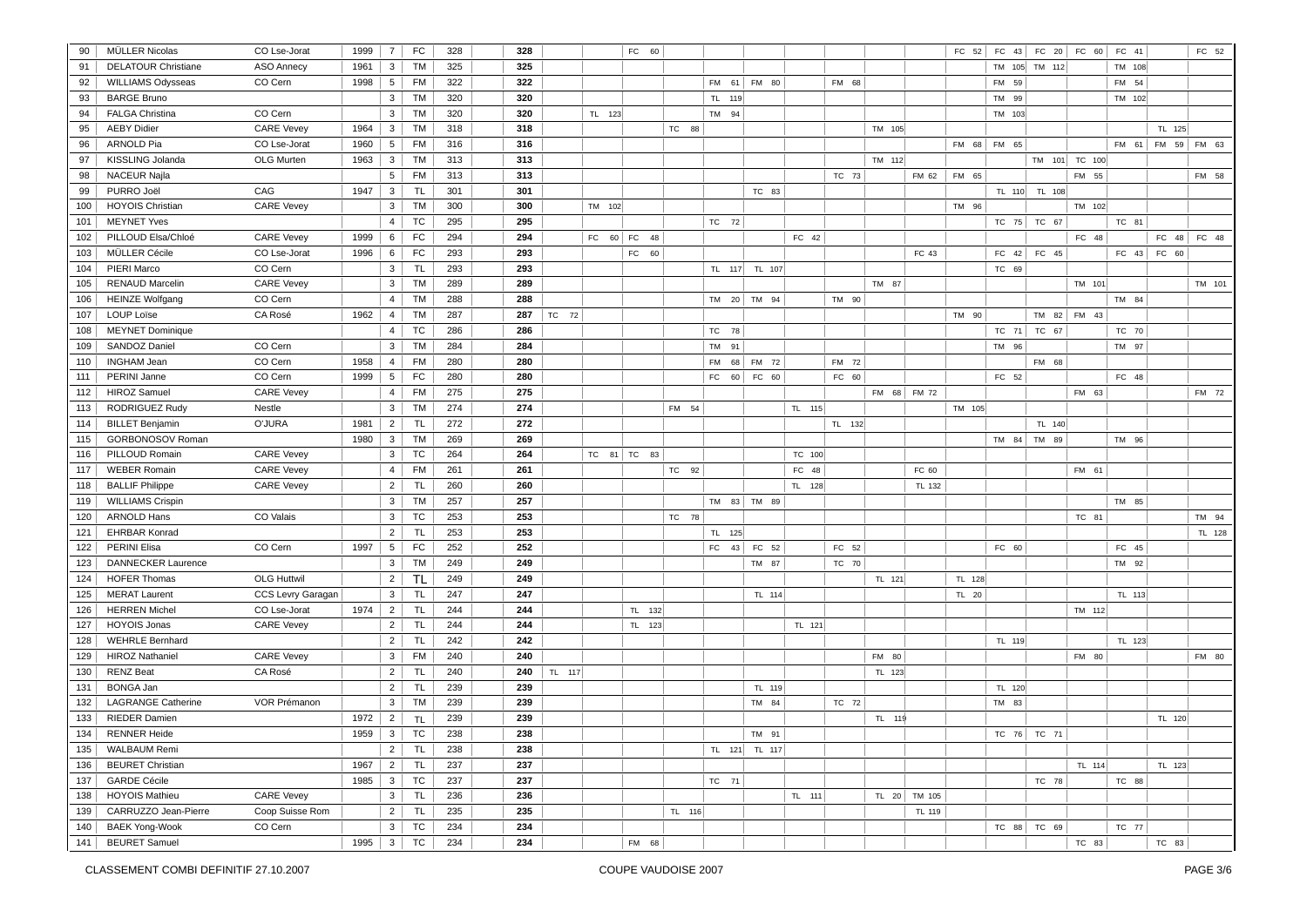| | | | | | | | | | | | | | | | | | | | | | | | | |
|---|---|---|---|---|---|---|---|---|---|---|---|---|---|---|---|---|---|---|---|---|---|---|---|---|
| 90 | MÜLLER Nicolas | CO Lse-Jorat | 1999 | 7 | FC | 328 | 328 | | | FC 60 | | | | | | | | FC 52 | FC 43 | FC 20 | FC 60 | FC 41 | | FC 52 |
| 91 | DELATOUR Christiane | ASO Annecy | 1961 | 3 | TM | 325 | 325 | | | | | | | | | | | | TM 105 | TM 112 | | TM 108 | | |
| 92 | WILLIAMS Odysseas | CO Cern | 1998 | 5 | FM | 322 | 322 | | | | | FM 61 | FM 80 | | FM 68 | | | | FM 59 | | | FM 54 | | |
| 93 | BARGE Bruno | | | 3 | TM | 320 | 320 | | | | | TL 119 | | | | | | | TM 99 | | | TM 102 | | |
| 94 | FALGA Christina | CO Cern | | 3 | TM | 320 | 320 | | TL 123 | | | TM 94 | | | | | | | TM 103 | | | | TL 125 | |
| 95 | AEBY Didier | CARE Vevey | 1964 | 3 | TM | 318 | 318 | | | | TC 88 | | | | | TM 105 | | | | | | | | |
| 96 | ARNOLD Pia | CO Lse-Jorat | 1960 | 5 | FM | 316 | 316 | | | | | | | | | | | FM 68 | FM 65 | | | FM 61 | FM 59 | FM 63 |
| 97 | KISSLING Jolanda | OLG Murten | 1963 | 3 | TM | 313 | 313 | | | | | | | | | TM 112 | | | | TM 101 | TC 100 | | | |
| 98 | NACEUR Najla | | | 5 | FM | 313 | 313 | | | | | | | | TC 73 | | FM 62 | FM 65 | | | FM 55 | | | FM 58 |
| 99 | PURRO Joël | CAG | 1947 | 3 | TL | 301 | 301 | | | | | | TC 83 | | | | | | TL 110 | TL 108 | | | | |
| 100 | HOYOIS Christian | CARE Vevey | | 3 | TM | 300 | 300 | | TM 102 | | | | | | | | | TM 96 | | | TM 102 | | | |
| 101 | MEYNET Yves | | | 4 | TC | 295 | 295 | | | | | TC 72 | | | | | | | TC 75 | TC 67 | | TC 81 | | |
| 102 | PILLOUD Elsa/Chloé | CARE Vevey | 1999 | 6 | FC | 294 | 294 | | FC 60 | FC 48 | | | | FC 42 | | | | | | | FC 48 | | FC 48 | FC 48 |
| 103 | MÜLLER Cécile | CO Lse-Jorat | 1996 | 6 | FC | 293 | 293 | | | FC 60 | | | | | | | FC 43 | | FC 42 | FC 45 | | FC 43 | FC 60 | |
| 104 | PIERI Marco | CO Cern | | 3 | TL | 293 | 293 | | | | | TL 117 | TL 107 | | | | | | TC 69 | | | | | |
| 105 | RENAUD Marcelin | CARE Vevey | | 3 | TM | 289 | 289 | | | | | | | | | TM 87 | | | | | TM 101 | | | TM 101 |
| 106 | HEINZE Wolfgang | CO Cern | | 4 | TM | 288 | 288 | | | | | TM 20 | TM 94 | | TM 90 | | | | | | | TM 84 | | |
| 107 | LOUP Loïse | CA Rosé | 1962 | 4 | TM | 287 | 287 | TC 72 | | | | | | | | | | TM 90 | | TM 82 | FM 43 | | | |
| 108 | MEYNET Dominique | | | 4 | TC | 286 | 286 | | | | | TC 78 | | | | | | | TC 71 | TC 67 | | TC 70 | | |
| 109 | SANDOZ Daniel | CO Cern | | 3 | TM | 284 | 284 | | | | | TM 91 | | | | | | | TM 96 | | | TM 97 | | |
| 110 | INGHAM Jean | CO Cern | 1958 | 4 | FM | 280 | 280 | | | | | FM 68 | FM 72 | | FM 72 | | | | | FM 68 | | | | |
| 111 | PERINI Janne | CO Cern | 1999 | 5 | FC | 280 | 280 | | | | | FC 60 | FC 60 | | FC 60 | | | | FC 52 | | | FC 48 | | |
| 112 | HIROZ Samuel | CARE Vevey | | 4 | FM | 275 | 275 | | | | | | | | | FM 68 | FM 72 | | | | FM 63 | | | FM 72 |
| 113 | RODRIGUEZ Rudy | Nestle | | 3 | TM | 274 | 274 | | | | FM 54 | | | TL 115 | | | | TM 105 | | | | | | |
| 114 | BILLET Benjamin | O'JURA | 1981 | 2 | TL | 272 | 272 | | | | | | | | TL 132 | | | | | TL 140 | | | | |
| 115 | GORBONOSOV Roman | | 1980 | 3 | TM | 269 | 269 | | | | | | | | | | | | TM 84 | TM 89 | | TM 96 | | |
| 116 | PILLOUD Romain | CARE Vevey | | 3 | TC | 264 | 264 | | TC 81 | TC 83 | | | | TC 100 | | | | | | | | | | |
| 117 | WEBER Romain | CARE Vevey | | 4 | FM | 261 | 261 | | | | TC 92 | | | FC 48 | | | FC 60 | | | | FM 61 | | | |
| 118 | BALLIF Philippe | CARE Vevey | | 2 | TL | 260 | 260 | | | | | | | TL 128 | | | TL 132 | | | | | | | |
| 119 | WILLIAMS Crispin | | | 3 | TM | 257 | 257 | | | | | TM 83 | TM 89 | | | | | | | | | TM 85 | | |
| 120 | ARNOLD Hans | CO Valais | | 3 | TC | 253 | 253 | | | | TC 78 | | | | | | | | | | TC 81 | | | TM 94 |
| 121 | EHRBAR Konrad | | | 2 | TL | 253 | 253 | | | | | TL 125 | | | | | | | | | | | | TL 128 |
| 122 | PERINI Elisa | CO Cern | 1997 | 5 | FC | 252 | 252 | | | | | FC 43 | FC 52 | | FC 52 | | | | FC 60 | | | FC 45 | | |
| 123 | DANNECKER Laurence | | | 3 | TM | 249 | 249 | | | | | | TM 87 | | TC 70 | | | | | | | TM 92 | | |
| 124 | HOFER Thomas | OLG Huttwil | | 2 | TL | 249 | 249 | | | | | | | | | TL 121 | | TL 128 | | | | | | |
| 125 | MERAT Laurent | CCS Levry Garagan | | 3 | TL | 247 | 247 | | | | | | TL 114 | | | | | TL 20 | | | | TL 113 | | |
| 126 | HERREN Michel | CO Lse-Jorat | 1974 | 2 | TL | 244 | 244 | | | TL 132 | | | | | | | | | | | TM 112 | | | |
| 127 | HOYOIS Jonas | CARE Vevey | | 2 | TL | 244 | 244 | | | TL 123 | | | | TL 121 | | | | | | | | | | |
| 128 | WEHRLE Bernhard | | | 2 | TL | 242 | 242 | | | | | | | | | | | | TL 119 | | | TL 123 | | |
| 129 | HIROZ Nathaniel | CARE Vevey | | 3 | FM | 240 | 240 | | | | | | | | | FM 80 | | | | | FM 80 | | | FM 80 |
| 130 | RENZ Beat | CA Rosé | | 2 | TL | 240 | 240 | TL 117 | | | | | | | | TL 123 | | | | | | | | |
| 131 | BONGA Jan | | | 2 | TL | 239 | 239 | | | | | | TL 119 | | | | | | TL 120 | | | | | |
| 132 | LAGRANGE Catherine | VOR Prémanon | | 3 | TM | 239 | 239 | | | | | | TM 84 | | TC 72 | | | | TM 83 | | | | | |
| 133 | RIEDER Damien | | 1972 | 2 | TL | 239 | 239 | | | | | | | | | TL 119 | | | | | | | TL 120 | |
| 134 | RENNER Heide | | 1959 | 3 | TC | 238 | 238 | | | | | | TM 91 | | | | | | TC 76 | TC 71 | | | | |
| 135 | WALBAUM Remi | | | 2 | TL | 238 | 238 | | | | | TL 121 | TL 117 | | | | | | | | | | | |
| 136 | BEURET Christian | | 1967 | 2 | TL | 237 | 237 | | | | | | | | | | | | | | TL 114 | | TL 123 | |
| 137 | GARDE Cécile | | 1985 | 3 | TC | 237 | 237 | | | | | TC 71 | | | | | | | | TC 78 | | TC 88 | | |
| 138 | HOYOIS Mathieu | CARE Vevey | | 3 | TL | 236 | 236 | | | | | | | TL 111 | | TL 20 | TM 105 | | | | | | | |
| 139 | CARRUZZO Jean-Pierre | Coop Suisse Rom | | 2 | TL | 235 | 235 | | | | TL 116 | | | | | | TL 119 | | | | | | | |
| 140 | BAEK Yong-Wook | CO Cern | | 3 | TC | 234 | 234 | | | | | | | | | | | | TC 88 | TC 69 | | TC 77 | | |
| 141 | BEURET Samuel | | 1995 | 3 | TC | 234 | 234 | | | FM 68 | | | | | | | | | | | TC 83 | | TC 83 | |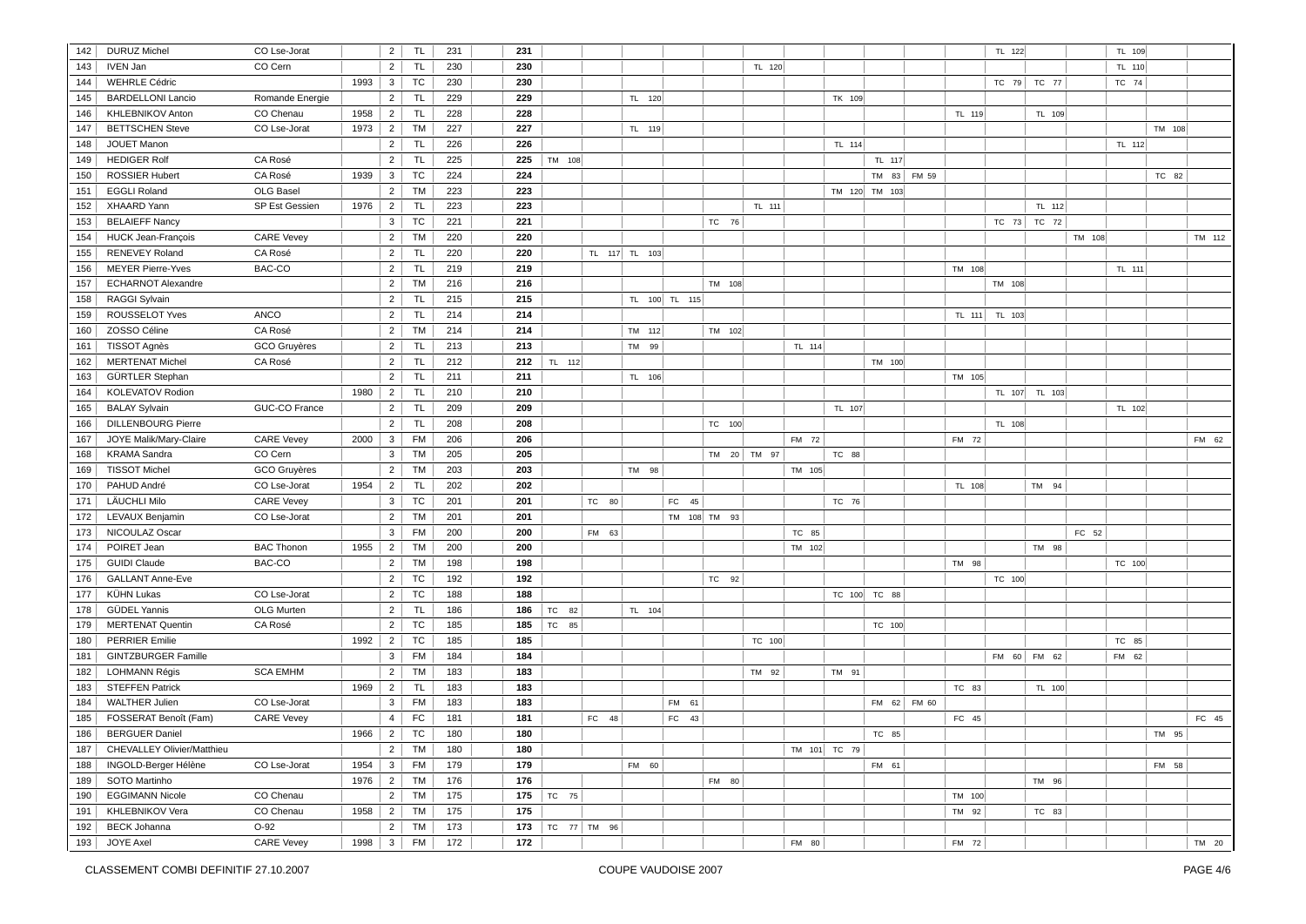| | | | | | | | | | | | | | | | | | | | | | | | | | |
|---|---|---|---|---|---|---|---|---|---|---|---|---|---|---|---|---|---|---|---|---|---|---|---|---|---|
| 142 | DURUZ Michel | CO Lse-Jorat | | 2 | TL | 231 | | **231** | | | | | | | | | | | | TL 122 | | | TL 109 | | |
| 143 | IVEN Jan | CO Cern | | 2 | TL | 230 | | **230** | | | | | | TL 120 | | | | | | | | | TL 110 | | |
| 144 | WEHRLE Cédric | | 1993 | 3 | TC | 230 | | **230** | | | | | | | | | | | | TC 79 | TC 77 | | TC 74 | | |
| 145 | BARDELLONI Lancio | Romande Energie | | 2 | TL | 229 | | **229** | | | TL 120 | | | | | TK 109 | | | | | | | | | |
| 146 | KHLEBNIKOV Anton | CO Chenau | 1958 | 2 | TL | 228 | | **228** | | | | | | | | | | | TL 119 | | TL 109 | | | | |
| 147 | BETTSCHEN Steve | CO Lse-Jorat | 1973 | 2 | TM | 227 | | **227** | | | TL 119 | | | | | | | | | | | | | TM 108 | |
| 148 | JOUET Manon | | | 2 | TL | 226 | | **226** | | | | | | | | TL 114 | | | | | | | TL 112 | | |
| 149 | HEDIGER Rolf | CA Rosé | | 2 | TL | 225 | | **225** | TM 108 | | | | | | | | TL 117 | | | | | | | | |
| 150 | ROSSIER Hubert | CA Rosé | 1939 | 3 | TC | 224 | | **224** | | | | | | | | | TM 83 | FM 59 | | | | | | TC 82 | |
| 151 | EGGLI Roland | OLG Basel | | 2 | TM | 223 | | **223** | | | | | | | | TM 120 | TM 103 | | | | | | | | |
| 152 | XHAARD Yann | SP Est Gessien | 1976 | 2 | TL | 223 | | **223** | | | | | | TL 111 | | | | | | | TL 112 | | | | |
| 153 | BELAIEFF Nancy | | | 3 | TC | 221 | | **221** | | | | | TC 76 | | | | | | | TC 73 | TC 72 | | | | |
| 154 | HUCK Jean-François | CARE Vevey | | 2 | TM | 220 | | **220** | | | | | | | | | | | | | | TM 108 | | | TM 112 |
| 155 | RENEVEY Roland | CA Rosé | | 2 | TL | 220 | | **220** | | TL 117 | TL 103 | | | | | | | | | | | | | | |
| 156 | MEYER Pierre-Yves | BAC-CO | | 2 | TL | 219 | | **219** | | | | | | | | | | | TM 108 | | | | TL 111 | | |
| 157 | ECHARNOT Alexandre | | | 2 | TM | 216 | | **216** | | | | | TM 108 | | | | | | | TM 108 | | | | | |
| 158 | RAGGI Sylvain | | | 2 | TL | 215 | | **215** | | | TL 100 | TL 115 | | | | | | | | | | | | | |
| 159 | ROUSSELOT Yves | ANCO | | 2 | TL | 214 | | **214** | | | | | | | | | | | TL 111 | TL 103 | | | | | |
| 160 | ZOSSO Céline | CA Rosé | | 2 | TM | 214 | | **214** | | | TM 112 | | TM 102 | | | | | | | | | | | | |
| 161 | TISSOT Agnès | GCO Gruyères | | 2 | TL | 213 | | **213** | | | TM 99 | | | | TL 114 | | | | | | | | | | |
| 162 | MERTENAT Michel | CA Rosé | | 2 | TL | 212 | | **212** | TL 112 | | | | | | | | TM 100 | | | | | | | | |
| 163 | GÜRTLER Stephan | | | 2 | TL | 211 | | **211** | | | TL 106 | | | | | | | | TM 105 | | | | | | |
| 164 | KOLEVATOV Rodion | | 1980 | 2 | TL | 210 | | **210** | | | | | | | | | | | | TL 107 | TL 103 | | | | |
| 165 | BALAY Sylvain | GUC-CO France | | 2 | TL | 209 | | **209** | | | | | | | | TL 107 | | | | | | | TL 102 | | |
| 166 | DILLENBOURG Pierre | | | 2 | TL | 208 | | **208** | | | | | TC 100 | | | | | | | TL 108 | | | | | |
| 167 | JOYE Malik/Mary-Claire | CARE Vevey | 2000 | 3 | FM | 206 | | **206** | | | | | | | FM 72 | | | | FM 72 | | | | | | FM 62 |
| 168 | KRAMA Sandra | CO Cern | | 3 | TM | 205 | | **205** | | | | | TM 20 | TM 97 | | TC 88 | | | | | | | | | |
| 169 | TISSOT Michel | GCO Gruyères | | 2 | TM | 203 | | **203** | | | TM 98 | | | | TM 105 | | | | | | | | | | |
| 170 | PAHUD André | CO Lse-Jorat | 1954 | 2 | TL | 202 | | **202** | | | | | | | | | | | TL 108 | | TM 94 | | | | |
| 171 | LÄUCHLI Milo | CARE Vevey | | 3 | TC | 201 | | **201** | | TC 80 | | FC 45 | | | | TC 76 | | | | | | | | | |
| 172 | LEVAUX Benjamin | CO Lse-Jorat | | 2 | TM | 201 | | **201** | | | | TM 108 | TM 93 | | | | | | | | | | | | |
| 173 | NICOULAZ Oscar | | | 3 | FM | 200 | | **200** | | FM 63 | | | | | TC 85 | | | | | | | FC 52 | | | |
| 174 | POIRET Jean | BAC Thonon | 1955 | 2 | TM | 200 | | **200** | | | | | | | TM 102 | | | | | | TM 98 | | | | |
| 175 | GUIDI Claude | BAC-CO | | 2 | TM | 198 | | **198** | | | | | | | | | | | TM 98 | | | | TC 100 | | |
| 176 | GALLANT Anne-Eve | | | 2 | TC | 192 | | **192** | | | | | TC 92 | | | | | | | TC 100 | | | | | |
| 177 | KÜHN Lukas | CO Lse-Jorat | | 2 | TC | 188 | | **188** | | | | | | | | TC 100 | TC 88 | | | | | | | | |
| 178 | GÜDEL Yannis | OLG Murten | | 2 | TL | 186 | | **186** | TC 82 | | TL 104 | | | | | | | | | | | | | | |
| 179 | MERTENAT Quentin | CA Rosé | | 2 | TC | 185 | | **185** | TC 85 | | | | | | | | TC 100 | | | | | | | | |
| 180 | PERRIER Emilie | | 1992 | 2 | TC | 185 | | **185** | | | | | | TC 100 | | | | | | | | | TC 85 | | |
| 181 | GINTZBURGER Famille | | | 3 | FM | 184 | | **184** | | | | | | | | | | | | FM 60 | FM 62 | | FM 62 | | |
| 182 | LOHMANN Régis | SCA EMHM | | 2 | TM | 183 | | **183** | | | | | | TM 92 | | TM 91 | | | | | | | | | |
| 183 | STEFFEN Patrick | | 1969 | 2 | TL | 183 | | **183** | | | | | | | | | | | TC 83 | | TL 100 | | | | |
| 184 | WALTHER Julien | CO Lse-Jorat | | 3 | FM | 183 | | **183** | | | | FM 61 | | | | | FM 62 | FM 60 | | | | | | | |
| 185 | FOSSERAT Benoît (Fam) | CARE Vevey | | 4 | FC | 181 | | **181** | | FC 48 | | FC 43 | | | | | | | FC 45 | | | | | | FC 45 |
| 186 | BERGUER Daniel | | 1966 | 2 | TC | 180 | | **180** | | | | | | | | | TC 85 | | | | | | | TM 95 | |
| 187 | CHEVALLEY Olivier/Matthieu | | | 2 | TM | 180 | | **180** | | | | | | | TM 101 | TC 79 | | | | | | | | | |
| 188 | INGOLD-Berger Hélène | CO Lse-Jorat | 1954 | 3 | FM | 179 | | **179** | | | FM 60 | | | | | | FM 61 | | | | | | | FM 58 | |
| 189 | SOTO Martinho | | 1976 | 2 | TM | 176 | | **176** | | | | | FM 80 | | | | | | | | TM 96 | | | | |
| 190 | EGGIMANN Nicole | CO Chenau | | 2 | TM | 175 | | **175** | TC 75 | | | | | | | | | | TM 100 | | | | | | |
| 191 | KHLEBNIKOV Vera | CO Chenau | 1958 | 2 | TM | 175 | | **175** | | | | | | | | | | | TM 92 | | TC 83 | | | | |
| 192 | BECK Johanna | O-92 | | 2 | TM | 173 | | **173** | TC 77 | TM 96 | | | | | | | | | | | | | | | |
| 193 | JOYE Axel | CARE Vevey | 1998 | 3 | FM | 172 | | **172** | | | | | | | FM 80 | | | | FM 72 | | | | | | TM 20 |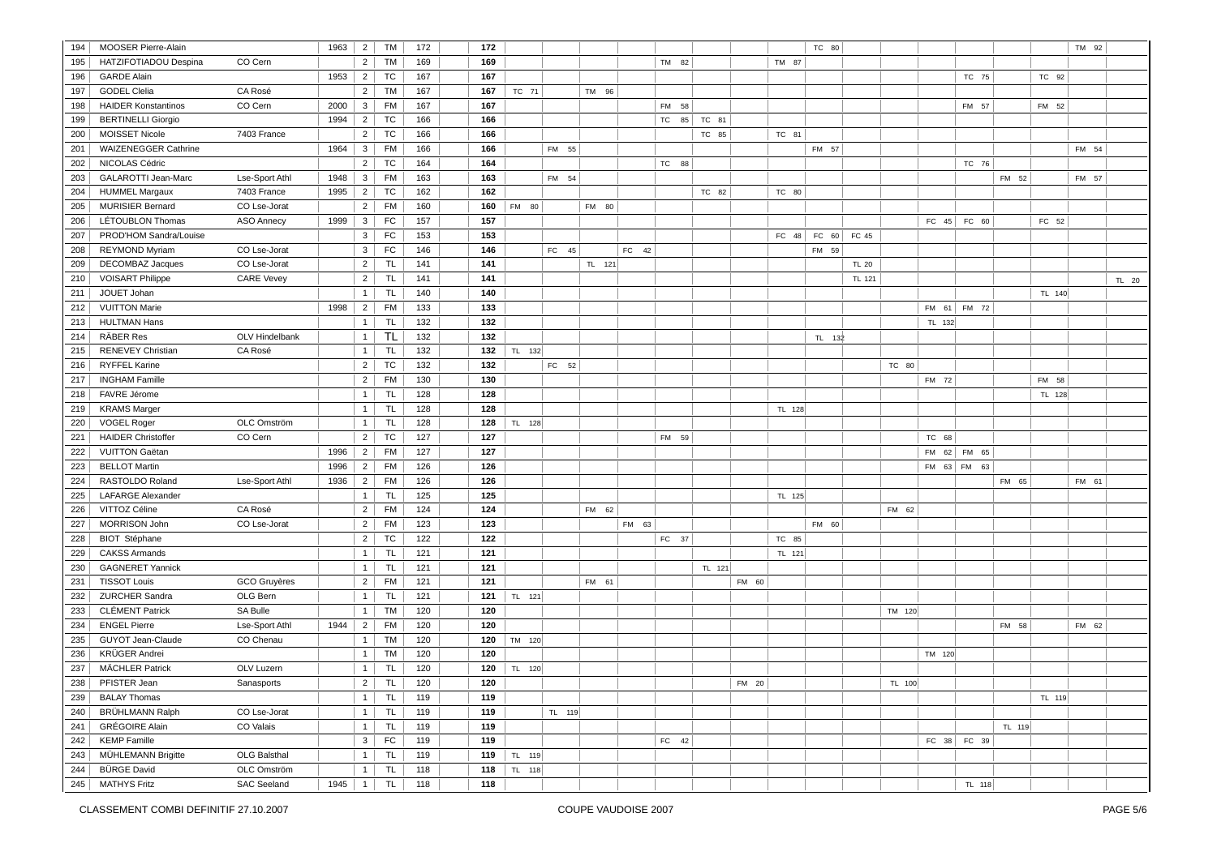| | | | | | | | | | | | | | | | | | | | | | | | | |
|---|---|---|---|---|---|---|---|---|---|---|---|---|---|---|---|---|---|---|---|---|---|---|---|---|
| 194 | MOOSER Pierre-Alain | | 1963 | 2 | TM | 172 | **172** | | | | | | | | | TC 80 | | | | | | | TM 92 | |
| 195 | HATZIFOTIADOU Despina | CO Cern | | 2 | TM | 169 | **169** | | | | | TM 82 | | | TM 87 | | | | | | | | | |
| 196 | GARDE Alain | | 1953 | 2 | TC | 167 | **167** | | | | | | | | | | | | | TC 75 | | TC 92 | | |
| 197 | GODEL Clelia | CA Rosé | | 2 | TM | 167 | **167** | TC 71 | | TM 96 | | | | | | | | | | | | | | |
| 198 | HAIDER Konstantinos | CO Cern | 2000 | 3 | FM | 167 | **167** | | | | | FM 58 | | | | | | | | FM 57 | | FM 52 | | |
| 199 | BERTINELLI Giorgio | | 1994 | 2 | TC | 166 | **166** | | | | | TC 85 | TC 81 | | | | | | | | | | | |
| 200 | MOISSET Nicole | 7403 France | | 2 | TC | 166 | **166** | | | | | | TC 85 | | TC 81 | | | | | | | | | |
| 201 | WAIZENEGGER Cathrine | | 1964 | 3 | FM | 166 | **166** | | FM 55 | | | | | | | FM 57 | | | | | | | FM 54 | |
| 202 | NICOLAS Cédric | | | 2 | TC | 164 | **164** | | | | | TC 88 | | | | | | | | TC 76 | | | | |
| 203 | GALAROTTI Jean-Marc | Lse-Sport Athl | 1948 | 3 | FM | 163 | **163** | | FM 54 | | | | | | | | | | | | FM 52 | | FM 57 | |
| 204 | HUMMEL Margaux | 7403 France | 1995 | 2 | TC | 162 | **162** | | | | | | TC 82 | | TC 80 | | | | | | | | | |
| 205 | MURISIER Bernard | CO Lse-Jorat | | 2 | FM | 160 | **160** | FM 80 | | FM 80 | | | | | | | | | | | | | | |
| 206 | LÉTOUBLON Thomas | ASO Annecy | 1999 | 3 | FC | 157 | **157** | | | | | | | | | | | | FC 45 | FC 60 | | FC 52 | | |
| 207 | PROD'HOM Sandra/Louise | | | 3 | FC | 153 | **153** | | | | | | | | FC 48 | FC 60 | FC 45 | | | | | | | |
| 208 | REYMOND Myriam | CO Lse-Jorat | | 3 | FC | 146 | **146** | | FC 45 | | FC 42 | | | | | FM 59 | | | | | | | | |
| 209 | DECOMBAZ Jacques | CO Lse-Jorat | | 2 | TL | 141 | **141** | | | TL 121 | | | | | | | TL 20 | | | | | | | |
| 210 | VOISART Philippe | CARE Vevey | | 2 | TL | 141 | **141** | | | | | | | | | | TL 121 | | | | | | | TL 20 |
| 211 | JOUET Johan | | | 1 | TL | 140 | **140** | | | | | | | | | | | | | | | TL 140 | | |
| 212 | VUITTON Marie | | 1998 | 2 | FM | 133 | **133** | | | | | | | | | | | | FM 61 | FM 72 | | | | |
| 213 | HULTMAN Hans | | | 1 | TL | 132 | **132** | | | | | | | | | | | | TL 132 | | | | | |
| 214 | RÄBER Res | OLV Hindelbank | | 1 | TL | 132 | **132** | | | | | | | | | TL 132 | | | | | | | | |
| 215 | RENEVEY Christian | CA Rosé | | 1 | TL | 132 | **132** | TL 132 | | | | | | | | | | | | | | | | |
| 216 | RYFFEL Karine | | | 2 | TC | 132 | **132** | | FC 52 | | | | | | | | | TC 80 | | | | | | |
| 217 | INGHAM Famille | | | 2 | FM | 130 | **130** | | | | | | | | | | | | FM 72 | | | FM 58 | | |
| 218 | FAVRE Jérome | | | 1 | TL | 128 | **128** | | | | | | | | | | | | | | | TL 128 | | |
| 219 | KRAMS Marger | | | 1 | TL | 128 | **128** | | | | | | | | TL 128 | | | | | | | | | |
| 220 | VOGEL Roger | OLC Omström | | 1 | TL | 128 | **128** | TL 128 | | | | | | | | | | | | | | | | |
| 221 | HAIDER Christoffer | CO Cern | | 2 | TC | 127 | **127** | | | | | FM 59 | | | | | | | TC 68 | | | | | |
| 222 | VUITTON Gaëtan | | 1996 | 2 | FM | 127 | **127** | | | | | | | | | | | | FM 62 | FM 65 | | | | |
| 223 | BELLOT Martin | | 1996 | 2 | FM | 126 | **126** | | | | | | | | | | | | FM 63 | FM 63 | | | | |
| 224 | RASTOLDO Roland | Lse-Sport Athl | 1936 | 2 | FM | 126 | **126** | | | | | | | | | | | | | | FM 65 | | FM 61 | |
| 225 | LAFARGE Alexander | | | 1 | TL | 125 | **125** | | | | | | | | TL 125 | | | | | | | | | |
| 226 | VITTOZ Céline | CA Rosé | | 2 | FM | 124 | **124** | | | FM 62 | | | | | | | | FM 62 | | | | | | |
| 227 | MORRISON John | CO Lse-Jorat | | 2 | FM | 123 | **123** | | | | FM 63 | | | | | FM 60 | | | | | | | | |
| 228 | BIOT Stéphane | | | 2 | TC | 122 | **122** | | | | | FC 37 | | | TC 85 | | | | | | | | | |
| 229 | CAKSS Armands | | | 1 | TL | 121 | **121** | | | | | | | | TL 121 | | | | | | | | | |
| 230 | GAGNERET Yannick | | | 1 | TL | 121 | **121** | | | | | | TL 121 | | | | | | | | | | | |
| 231 | TISSOT Louis | GCO Gruyères | | 2 | FM | 121 | **121** | | | FM 61 | | | | FM 60 | | | | | | | | | | |
| 232 | ZURCHER Sandra | OLG Bern | | 1 | TL | 121 | **121** | TL 121 | | | | | | | | | | | | | | | | |
| 233 | CLÉMENT Patrick | SA Bulle | | 1 | TM | 120 | **120** | | | | | | | | | | | TM 120 | | | | | | |
| 234 | ENGEL Pierre | Lse-Sport Athl | 1944 | 2 | FM | 120 | **120** | | | | | | | | | | | | | | FM 58 | | FM 62 | |
| 235 | GUYOT Jean-Claude | CO Chenau | | 1 | TM | 120 | **120** | TM 120 | | | | | | | | | | | | | | | | |
| 236 | KRÜGER Andrei | | | 1 | TM | 120 | **120** | | | | | | | | | | | | TM 120 | | | | | |
| 237 | MÄCHLER Patrick | OLV Luzern | | 1 | TL | 120 | **120** | TL 120 | | | | | | | | | | | | | | | | |
| 238 | PFISTER Jean | Sanasports | | 2 | TL | 120 | **120** | | | | | | | FM 20 | | | | TL 100 | | | | | | |
| 239 | BALAY Thomas | | | 1 | TL | 119 | **119** | | | | | | | | | | | | | | | TL 119 | | |
| 240 | BRÜHLMANN Ralph | CO Lse-Jorat | | 1 | TL | 119 | **119** | | TL 119 | | | | | | | | | | | | | | | |
| 241 | GRÉGOIRE Alain | CO Valais | | 1 | TL | 119 | **119** | | | | | | | | | | | | | | TL 119 | | | |
| 242 | KEMP Famille | | | 3 | FC | 119 | **119** | | | | | FC 42 | | | | | | | FC 38 | FC 39 | | | | |
| 243 | MÜHLEMANN Brigitte | OLG Balsthal | | 1 | TL | 119 | **119** | TL 119 | | | | | | | | | | | | | | | | |
| 244 | BÜRGE David | OLC Omström | | 1 | TL | 118 | **118** | TL 118 | | | | | | | | | | | | | | | | |
| 245 | MATHYS Fritz | SAC Seeland | 1945 | 1 | TL | 118 | **118** | | | | | | | | | | | | | TL 118 | | | | |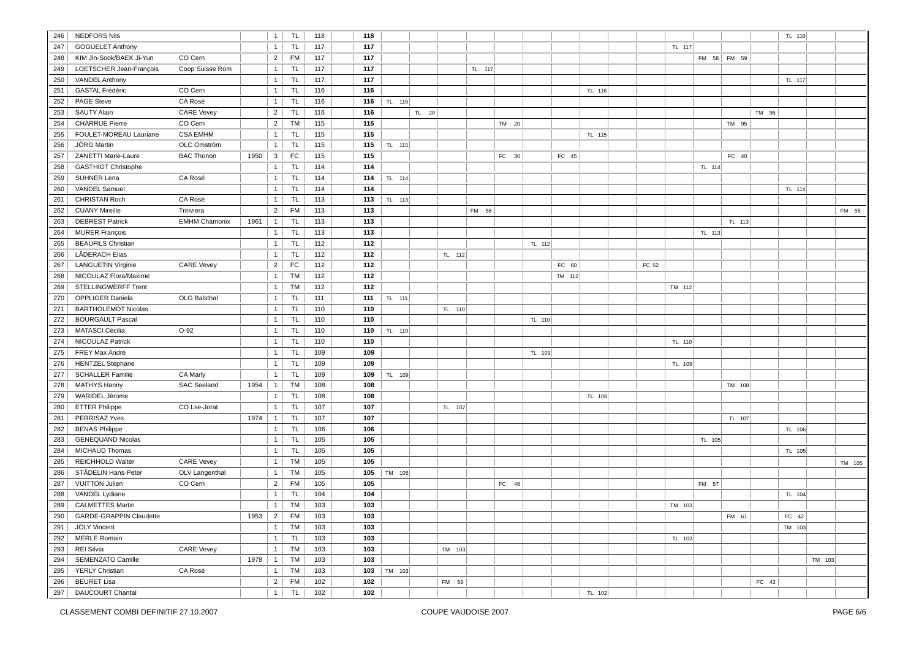| | | | | | | | | | | | | | | | | | | | | | | | | |
|---|---|---|---|---|---|---|---|---|---|---|---|---|---|---|---|---|---|---|---|---|---|---|---|---|
| 246 | NEDFORS Nils | | | 1 | TL | 118 | **118** | | | | | | | | | | | | | | | TL 118 | | |
| 247 | GOGUELET Anthony | | | 1 | TL | 117 | **117** | | | | | | | | | | | TL 117 | | | | | | |
| 248 | KIM Jin-Sook/BAEK Ji-Yun | CO Cern | | 2 | FM | 117 | **117** | | | | | | | | | | | | FM 58 | FM 59 | | | | |
| 249 | LOETSCHER Jean-François | Coop Suisse Rom | | 1 | TL | 117 | **117** | | | | TL 117 | | | | | | | | | | | | | |
| 250 | VANDEL Anthony | | | 1 | TL | 117 | **117** | | | | | | | | | | | | | | | TL 117 | | |
| 251 | GASTAL Frédéric | CO Cern | | 1 | TL | 116 | **116** | | | | | | | | TL 116 | | | | | | | | | |
| 252 | PAGE Steve | CA Rosé | | 1 | TL | 116 | **116** | TL 116 | | | | | | | | | | | | | | | | |
| 253 | SAUTY Alain | CARE Vevey | | 2 | TL | 116 | **116** | | TL 20 | | | | | | | | | | | | TM 96 | | | |
| 254 | CHARRUE Pierre | CO Cern | | 2 | TM | 115 | **115** | | | | | TM 20 | | | | | | | | TM 95 | | | | |
| 255 | FOULET-MOREAU Lauriane | CSA EMHM | | 1 | TL | 115 | **115** | | | | | | | | TL 115 | | | | | | | | | |
| 256 | JÖRG Martin | OLC Omström | | 1 | TL | 115 | **115** | TL 115 | | | | | | | | | | | | | | | | |
| 257 | ZANETTI Marie-Laure | BAC Thonon | 1950 | 3 | FC | 115 | **115** | | | | | FC 30 | | FC 45 | | | | | | FC 40 | | | | |
| 258 | GASTHIOT Christophe | | | 1 | TL | 114 | **114** | | | | | | | | | | | | TL 114 | | | | | |
| 259 | SUHNER Lena | CA Rosé | | 1 | TL | 114 | **114** | TL 114 | | | | | | | | | | | | | | | | |
| 260 | VANDEL Samuel | | | 1 | TL | 114 | **114** | | | | | | | | | | | | | | | TL 114 | | |
| 261 | CHRISTAN Roch | CA Rosé | | 1 | TL | 113 | **113** | TL 113 | | | | | | | | | | | | | | | | |
| 262 | CUANY Mireille | Tririviera | | 2 | FM | 113 | **113** | | | | FM 58 | | | | | | | | | | | | | FM 55 |
| 263 | DEBREST Patrick | EMHM Chamonix | 1961 | 1 | TL | 113 | **113** | | | | | | | | | | | | | TL 113 | | | | |
| 264 | MURER François | | | 1 | TL | 113 | **113** | | | | | | | | | | | | TL 113 | | | | | |
| 265 | BEAUFILS Christian | | | 1 | TL | 112 | **112** | | | | | | TL 112 | | | | | | | | | | | |
| 266 | LÄDERACH Elias | | | 1 | TL | 112 | **112** | | | TL 112 | | | | | | | | | | | | | | |
| 267 | LANGUETIN Virginie | CARE Vevey | | 2 | FC | 112 | **112** | | | | | | | FC 60 | | | FC 52 | | | | | | | |
| 268 | NICOULAZ Flora/Maxime | | | 1 | TM | 112 | **112** | | | | | | | TM 112 | | | | | | | | | | |
| 269 | STELLINGWERFF Trent | | | 1 | TM | 112 | **112** | | | | | | | | | | | TM 112 | | | | | | |
| 270 | OPPLIGER Daniela | OLG Balsthal | | 1 | TL | 111 | **111** | TL 111 | | | | | | | | | | | | | | | | |
| 271 | BARTHOLEMOT Nicolas | | | 1 | TL | 110 | **110** | | | TL 110 | | | | | | | | | | | | | | |
| 272 | BOURGAULT Pascal | | | 1 | TL | 110 | **110** | | | | | | TL 110 | | | | | | | | | | | |
| 273 | MATASCI Cécilia | O-92 | | 1 | TL | 110 | **110** | TL 110 | | | | | | | | | | | | | | | | |
| 274 | NICOULAZ Patrick | | | 1 | TL | 110 | **110** | | | | | | | | | | | TL 110 | | | | | | |
| 275 | FREY Max André | | | 1 | TL | 109 | **109** | | | | | | TL 109 | | | | | | | | | | | |
| 276 | HENTZEL Stephane | | | 1 | TL | 109 | **109** | | | | | | | | | | | TL 109 | | | | | | |
| 277 | SCHALLER Famille | CA Marly | | 1 | TL | 109 | **109** | TL 109 | | | | | | | | | | | | | | | | |
| 278 | MATHYS Hanny | SAC Seeland | 1954 | 1 | TM | 108 | **108** | | | | | | | | | | | | | TM 108 | | | | |
| 279 | WARIDEL Jérome | | | 1 | TL | 108 | **108** | | | | | | | | TL 108 | | | | | | | | | |
| 280 | ETTER Philippe | CO Lse-Jorat | | 1 | TL | 107 | **107** | | | TL 107 | | | | | | | | | | | | | | |
| 281 | PERRISAZ Yves | | 1974 | 1 | TL | 107 | **107** | | | | | | | | | | | | | TL 107 | | | | |
| 282 | BENAS Philippe | | | 1 | TL | 106 | **106** | | | | | | | | | | | | | | | TL 106 | | |
| 283 | GENEQUAND Nicolas | | | 1 | TL | 105 | **105** | | | | | | | | | | | | TL 105 | | | | | |
| 284 | MICHAUD Thomas | | | 1 | TL | 105 | **105** | | | | | | | | | | | | | | | TL 105 | | |
| 285 | REICHHOLD Walter | CARE Vevey | | 1 | TM | 105 | **105** | | | | | | | | | | | | | | | | | TM 105 |
| 286 | STÄDELIN Hans-Peter | OLV Langenthal | | 1 | TM | 105 | **105** | TM 105 | | | | | | | | | | | | | | | | |
| 287 | VUITTON Julien | CO Cern | | 2 | FM | 105 | **105** | | | | | FC 48 | | | | | | | FM 57 | | | | | |
| 288 | VANDEL Lydiane | | | 1 | TL | 104 | **104** | | | | | | | | | | | | | | | TL 104 | | |
| 289 | CALMETTES Martin | | | 1 | TM | 103 | **103** | | | | | | | | | | | TM 103 | | | | | | |
| 290 | GARDE-GRAPPIN Claudette | | 1953 | 2 | FM | 103 | **103** | | | | | | | | | | | | | FM 61 | | FC 42 | | |
| 291 | JOLY Vincent | | | 1 | TM | 103 | **103** | | | | | | | | | | | | | | | TM 103 | | |
| 292 | MERLE Romain | | | 1 | TL | 103 | **103** | | | | | | | | | | | TL 103 | | | | | | |
| 293 | REI Silvia | CARE Vevey | | 1 | TM | 103 | **103** | | | TM 103 | | | | | | | | | | | | | | |
| 294 | SEMENZATO Camille | | 1978 | 1 | TM | 103 | **103** | | | | | | | | | | | | | | | | TM 103 | |
| 295 | YERLY Christian | CA Rosé | | 1 | TM | 103 | **103** | TM 103 | | | | | | | | | | | | | | | | |
| 296 | BEURET Lisa | | | 2 | FM | 102 | **102** | | | FM 59 | | | | | | | | | | | FC 43 | | | |
| 297 | DAUCOURT Chantal | | | 1 | TL | 102 | **102** | | | | | | | | TL 102 | | | | | | | | | |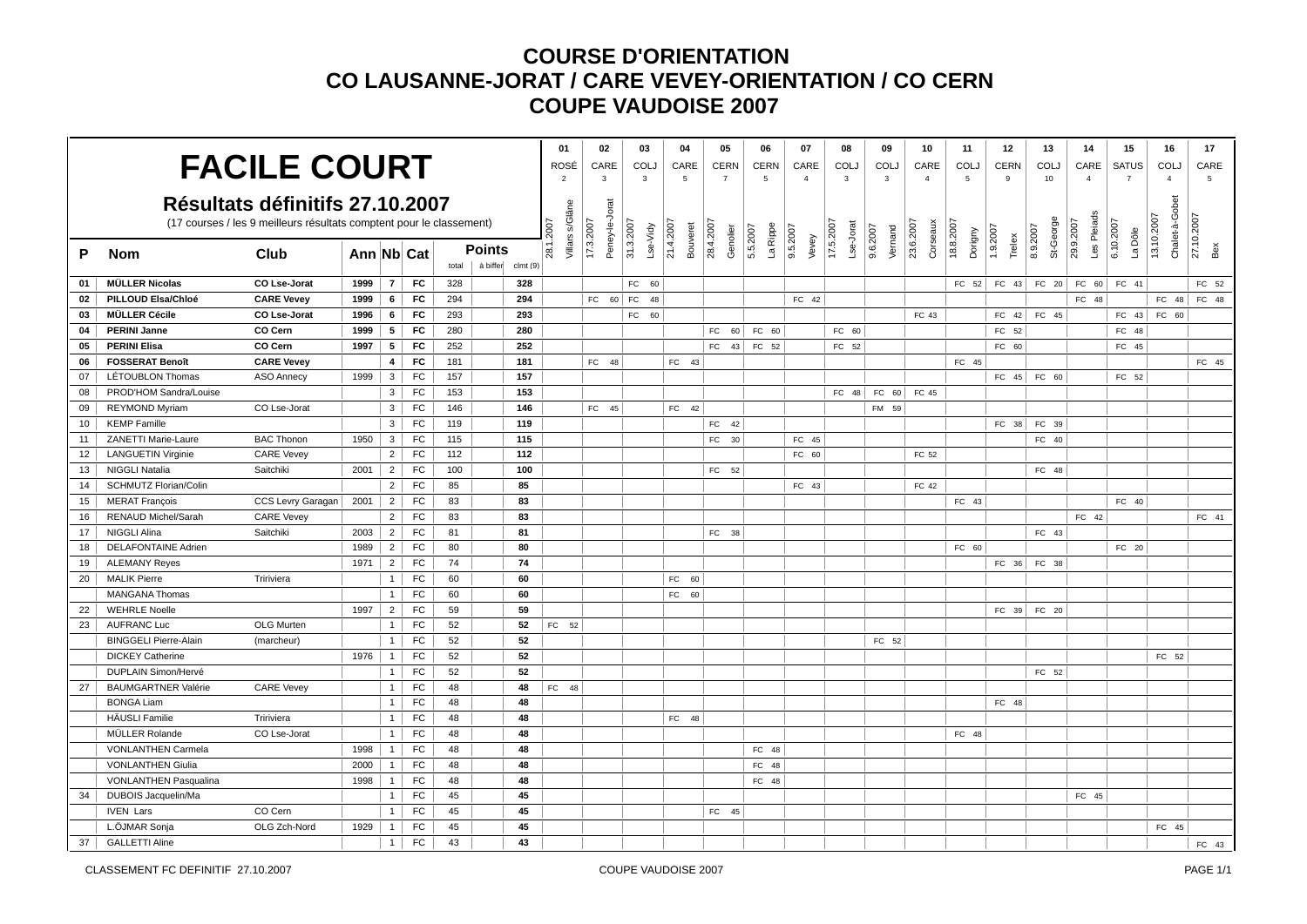# COURSE D'ORIENTATION
# CO LAUSANNE-JORAT / CARE VEVEY-ORIENTATION / CO CERN
# COUPE VAUDOISE 2007

## FACILE COURT

### Résultats définitifs 27.10.2007

(17 courses / les 9 meilleurs résultats comptent pour le classement)

| P | Nom | Club | Ann | Nb | Cat | Points total | Points à biffer | Points clmt (9) | 01 ROSÉ 2 28.1.2007 Villars s/Glâne | 02 CARE 3 17.3.2007 Peney-le-Jorat | 03 COLJ 3 31.3.2007 Lse-Vidy | 04 CARE 5 21.4.2007 Bouveret | 05 CERN 7 28.4.2007 Genolier | 06 CERN 5 5.5.2007 La Rippe | 07 CARE 4 9.5.2007 Vevey | 08 COLJ 3 17.5.2007 Lse-Jorat | 09 COLJ 3 9.6.2007 Vernand | 10 CARE 4 23.6.2007 Corseaux | 11 COLJ 5 18.8.2007 Dorigny | 12 CERN 9 1.9.2007 Trelex | 13 COLJ 10 8.9.2007 St-George | 14 CARE 4 29.9.2007 Les Pleiads | 15 SATUS 7 6.10.2007 La Dôle | 16 COLJ 4 13.10.2007 Chalet-à-Gobet | 17 CARE 5 27.10.2007 Bex |
|---|---|---|---|---|---|---|---|---|---|---|---|---|---|---|---|---|---|---|---|---|---|---|---|---|---|
| 01 | MÜLLER Nicolas | CO Lse-Jorat | 1999 | 7 | FC | 328 | | 328 | | | FC 60 | | | | | | | | FC 52 | FC 43 | FC 20 | FC 60 | FC 41 | | FC 52 |
| 02 | PILLOUD Elsa/Chloé | CARE Vevey | 1999 | 6 | FC | 294 | | 294 | | FC 60 | FC 48 | | | | FC 42 | | | | | | | FC 48 | | FC 48 | FC 48 |
| 03 | MÜLLER Cécile | CO Lse-Jorat | 1996 | 6 | FC | 293 | | 293 | | | FC 60 | | | | | | | FC 43 | | FC 42 | FC 45 | | FC 43 | FC 60 | |
| 04 | PERINI Janne | CO Cern | 1999 | 5 | FC | 280 | | 280 | | | | | FC 60 | FC 60 | | FC 60 | | | | FC 52 | | | FC 48 | | |
| 05 | PERINI Elisa | CO Cern | 1997 | 5 | FC | 252 | | 252 | | | | | FC 43 | FC 52 | | FC 52 | | | | FC 60 | | | FC 45 | | |
| 06 | FOSSERAT Benoît | CARE Vevey | | 4 | FC | 181 | | 181 | | FC 48 | | FC 43 | | | | | | | FC 45 | | | | | | FC 45 |
| 07 | LÉTOUBLON Thomas | ASO Annecy | 1999 | 3 | FC | 157 | | 157 | | | | | | | | | | | | FC 45 | FC 60 | | FC 52 | | |
| 08 | PROD'HOM Sandra/Louise | | | 3 | FC | 153 | | 153 | | | | | | | | FC 48 | FC 60 | FC 45 | | | | | | | |
| 09 | REYMOND Myriam | CO Lse-Jorat | | 3 | FC | 146 | | 146 | | FC 45 | | FC 42 | | | | | FM 59 | | | | | | | | |
| 10 | KEMP Famille | | | 3 | FC | 119 | | 119 | | | | | FC 42 | | | | | | | FC 38 | FC 39 | | | | |
| 11 | ZANETTI Marie-Laure | BAC Thonon | 1950 | 3 | FC | 115 | | 115 | | | | | FC 30 | | FC 45 | | | | | | FC 40 | | | | |
| 12 | LANGUETIN Virginie | CARE Vevey | | 2 | FC | 112 | | 112 | | | | | | | FC 60 | | | FC 52 | | | | | | | |
| 13 | NIGGLI Natalia | Saitchiki | 2001 | 2 | FC | 100 | | 100 | | | | | FC 52 | | | | | | | | FC 48 | | | | |
| 14 | SCHMUTZ Florian/Colin | | | 2 | FC | 85 | | 85 | | | | | | | FC 43 | | | FC 42 | | | | | | | |
| 15 | MERAT François | CCS Levry Garagan | 2001 | 2 | FC | 83 | | 83 | | | | | | | | | | | FC 43 | | | | FC 40 | | |
| 16 | RENAUD Michel/Sarah | CARE Vevey | | 2 | FC | 83 | | 83 | | | | | | | | | | | | | | FC 42 | | | FC 41 |
| 17 | NIGGLI Alina | Saitchiki | 2003 | 2 | FC | 81 | | 81 | | | | | FC 38 | | | | | | | | FC 43 | | | | |
| 18 | DELAFONTAINE Adrien | | 1989 | 2 | FC | 80 | | 80 | | | | | | | | | | | FC 60 | | | | FC 20 | | |
| 19 | ALEMANY Reyes | | 1971 | 2 | FC | 74 | | 74 | | | | | | | | | | | | FC 36 | FC 38 | | | | |
| 20 | MALIK Pierre | Tririviera | | 1 | FC | 60 | | 60 | | | | FC 60 | | | | | | | | | | | | | |
| | MANGANA Thomas | | | 1 | FC | 60 | | 60 | | | | FC 60 | | | | | | | | | | | | | |
| 22 | WEHRLE Noelle | | 1997 | 2 | FC | 59 | | 59 | | | | | | | | | | | | FC 39 | FC 20 | | | | |
| 23 | AUFRANC Luc | OLG Murten | | 1 | FC | 52 | | 52 | FC 52 | | | | | | | | | | | | | | | | |
| | BINGGELI Pierre-Alain | (marcheur) | | 1 | FC | 52 | | 52 | | | | | | | | | FC 52 | | | | | | | | |
| | DICKEY Catherine | | 1976 | 1 | FC | 52 | | 52 | | | | | | | | | | | | | | | | FC 52 | |
| | DUPLAIN Simon/Hervé | | | 1 | FC | 52 | | 52 | | | | | | | | | | | | | FC 52 | | | | |
| 27 | BAUMGARTNER Valérie | CARE Vevey | | 1 | FC | 48 | | 48 | FC 48 | | | | | | | | | | | | | | | | |
| | BONGA Liam | | | 1 | FC | 48 | | 48 | | | | | | | | | | | | FC 48 | | | | | |
| | HÄUSLI Familie | Tririviera | | 1 | FC | 48 | | 48 | | | | FC 48 | | | | | | | | | | | | | |
| | MÜLLER Rolande | CO Lse-Jorat | | 1 | FC | 48 | | 48 | | | | | | | | | | | FC 48 | | | | | | |
| | VONLANTHEN Carmela | | 1998 | 1 | FC | 48 | | 48 | | | | | | FC 48 | | | | | | | | | | | |
| | VONLANTHEN Giulia | | 2000 | 1 | FC | 48 | | 48 | | | | | | FC 48 | | | | | | | | | | | |
| | VONLANTHEN Pasqualina | | 1998 | 1 | FC | 48 | | 48 | | | | | | FC 48 | | | | | | | | | | | |
| 34 | DUBOIS Jacquelin/Ma | | | 1 | FC | 45 | | 45 | | | | | | | | | | | | | | FC 45 | | | |
| | IVEN Lars | CO Cern | | 1 | FC | 45 | | 45 | | | | | FC 45 | | | | | | | | | | | | |
| | LÖJMAR Sonja | OLG Zch-Nord | 1929 | 1 | FC | 45 | | 45 | | | | | | | | | | | | | | | | FC 45 | |
| 37 | GALLETTI Aline | | | 1 | FC | 43 | | 43 | | | | | | | | | | | | | | | | | FC 43 |

CLASSEMENT FC DEFINITIF 27.10.2007 — COUPE VAUDOISE 2007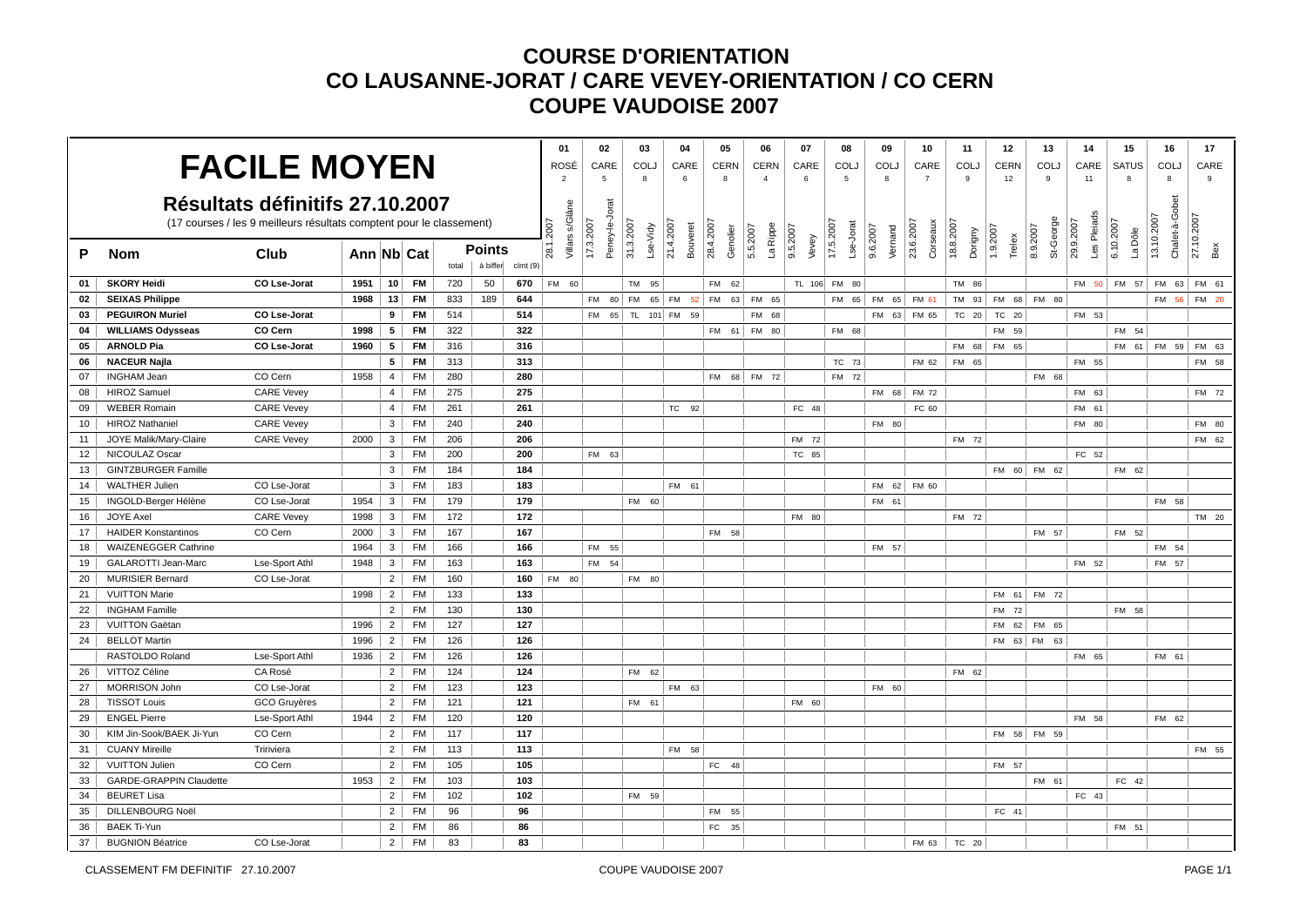# COURSE D'ORIENTATION
# CO LAUSANNE-JORAT / CARE VEVEY-ORIENTATION / CO CERN
# COUPE VAUDOISE 2007

## FACILE MOYEN

**Résultats définitifs 27.10.2007**

(17 courses / les 9 meilleurs résultats comptent pour le classement)

| P | Nom | Club | Ann | Nb | Cat | Points total | Points à biffer | Points clmt (9) | 01 ROSÉ 2 28.1.2007 Villars s/Glâne | 02 CARE 5 17.3.2007 Peney-le-Jorat | 03 COLJ 8 31.3.2007 Lse-Vidy | 04 CARE 6 21.4.2007 Bouveret | 05 CERN 8 28.4.2007 Genolier | 06 CERN 4 5.5.2007 La Rippe | 07 CARE 6 9.5.2007 Vevey | 08 COLJ 5 17.5.2007 Lse-Jorat | 09 COLJ 8 9.6.2007 Vernand | 10 CARE 7 23.6.2007 Corseaux | 11 COLJ 9 18.8.2007 Dorigny | 12 CERN 12 1.9.2007 Trelex | 13 COLJ 9 8.9.2007 St-George | 14 CARE 11 29.9.2007 Les Pleiads | 15 SATUS 8 6.10.2007 La Dôle | 16 COLJ 8 13.10.2007 Chalet-à-Gobet | 17 CARE 9 27.10.2007 Bex |
|---|---|---|---|---|---|---|---|---|---|---|---|---|---|---|---|---|---|---|---|---|---|---|---|---|---|
| **01** | **SKORY Heidi** | **CO Lse-Jorat** | **1951** | **10** | **FM** | 720 | 50 | **670** | FM 60 | | TM 95 | | FM 62 | | TL 106 | FM 80 | | | TM 86 | | | FM 50 | FM 57 | FM 63 | FM 61 |
| **02** | **SEIXAS Philippe** | | **1968** | **13** | **FM** | 833 | 189 | **644** | | FM 80 | FM 65 | FM 52 | FM 63 | FM 65 | | FM 65 | FM 65 | FM 61 | TM 93 | FM 68 | FM 80 | | | FM 56 | FM 20 |
| **03** | **PEGUIRON Muriel** | **CO Lse-Jorat** | | **9** | **FM** | 514 | | **514** | | FM 65 | TL 101 | FM 59 | | FM 68 | | | FM 63 | FM 65 | TC 20 | TC 20 | | FM 53 | | | |
| **04** | **WILLIAMS Odysseas** | **CO Cern** | **1998** | **5** | **FM** | 322 | | **322** | | | | | FM 61 | FM 80 | | FM 68 | | | | FM 59 | | | FM 54 | | |
| **05** | **ARNOLD Pia** | **CO Lse-Jorat** | **1960** | **5** | **FM** | 316 | | **316** | | | | | | | | | | | FM 68 | FM 65 | | | FM 61 | FM 59 | FM 63 |
| **06** | **NACEUR Najla** | | | **5** | **FM** | 313 | | **313** | | | | | | | | TC 73 | | FM 62 | FM 65 | | | FM 55 | | | FM 58 |
| 07 | INGHAM Jean | CO Cern | 1958 | 4 | FM | 280 | | **280** | | | | | FM 68 | FM 72 | | FM 72 | | | | | FM 68 | | | | |
| 08 | HIROZ Samuel | CARE Vevey | | 4 | FM | 275 | | **275** | | | | | | | | | FM 68 | FM 72 | | | | FM 63 | | | FM 72 |
| 09 | WEBER Romain | CARE Vevey | | 4 | FM | 261 | | **261** | | | | TC 92 | | | FC 48 | | | FC 60 | | | | FM 61 | | | |
| 10 | HIROZ Nathaniel | CARE Vevey | | 3 | FM | 240 | | **240** | | | | | | | | | FM 80 | | | | | FM 80 | | | FM 80 |
| 11 | JOYE Malik/Mary-Claire | CARE Vevey | 2000 | 3 | FM | 206 | | **206** | | | | | | | FM 72 | | | | FM 72 | | | | | | FM 62 |
| 12 | NICOULAZ Oscar | | | 3 | FM | 200 | | **200** | | FM 63 | | | | | TC 85 | | | | | | | FC 52 | | | |
| 13 | GINTZBURGER Famille | | | 3 | FM | 184 | | **184** | | | | | | | | | | | | FM 60 | FM 62 | | FM 62 | | |
| 14 | WALTHER Julien | CO Lse-Jorat | | 3 | FM | 183 | | **183** | | | | FM 61 | | | | | FM 62 | FM 60 | | | | | | | |
| 15 | INGOLD-Berger Hélène | CO Lse-Jorat | 1954 | 3 | FM | 179 | | **179** | | | FM 60 | | | | | | FM 61 | | | | | | | FM 58 | |
| 16 | JOYE Axel | CARE Vevey | 1998 | 3 | FM | 172 | | **172** | | | | | | | FM 80 | | | | FM 72 | | | | | | TM 20 |
| 17 | HAIDER Konstantinos | CO Cern | 2000 | 3 | FM | 167 | | **167** | | | | | FM 58 | | | | | | | | FM 57 | | FM 52 | | |
| 18 | WAIZENEGGER Cathrine | | 1964 | 3 | FM | 166 | | **166** | | FM 55 | | | | | | | FM 57 | | | | | | | FM 54 | |
| 19 | GALAROTTI Jean-Marc | Lse-Sport Athl | 1948 | 3 | FM | 163 | | **163** | | FM 54 | | | | | | | | | | | | FM 52 | | FM 57 | |
| 20 | MURISIER Bernard | CO Lse-Jorat | | 2 | FM | 160 | | **160** | FM 80 | | FM 80 | | | | | | | | | | | | | | |
| 21 | VUITTON Marie | | 1998 | 2 | FM | 133 | | **133** | | | | | | | | | | | | FM 61 | FM 72 | | | | |
| 22 | INGHAM Famille | | | 2 | FM | 130 | | **130** | | | | | | | | | | | | FM 72 | | | FM 58 | | |
| 23 | VUITTON Gaëtan | | 1996 | 2 | FM | 127 | | **127** | | | | | | | | | | | | FM 62 | FM 65 | | | | |
| 24 | BELLOT Martin | | 1996 | 2 | FM | 126 | | **126** | | | | | | | | | | | | FM 63 | FM 63 | | | | |
| | RASTOLDO Roland | Lse-Sport Athl | 1936 | 2 | FM | 126 | | **126** | | | | | | | | | | | | | | FM 65 | | FM 61 | |
| 26 | VITTOZ Céline | CA Rosé | | 2 | FM | 124 | | **124** | | | FM 62 | | | | | | | | FM 62 | | | | | | |
| 27 | MORRISON John | CO Lse-Jorat | | 2 | FM | 123 | | **123** | | | | FM 63 | | | | | FM 60 | | | | | | | | |
| 28 | TISSOT Louis | GCO Gruyères | | 2 | FM | 121 | | **121** | | | FM 61 | | | | FM 60 | | | | | | | | | | |
| 29 | ENGEL Pierre | Lse-Sport Athl | 1944 | 2 | FM | 120 | | **120** | | | | | | | | | | | | | | FM 58 | | FM 62 | |
| 30 | KIM Jin-Sook/BAEK Ji-Yun | CO Cern | | 2 | FM | 117 | | **117** | | | | | | | | | | | | FM 58 | FM 59 | | | | |
| 31 | CUANY Mireille | Tririviera | | 2 | FM | 113 | | **113** | | | | FM 58 | | | | | | | | | | | | | FM 55 |
| 32 | VUITTON Julien | CO Cern | | 2 | FM | 105 | | **105** | | | | | FC 48 | | | | | | | FM 57 | | | | | |
| 33 | GARDE-GRAPPIN Claudette | | 1953 | 2 | FM | 103 | | **103** | | | | | | | | | | | | | FM 61 | | FC 42 | | |
| 34 | BEURET Lisa | | | 2 | FM | 102 | | **102** | | | FM 59 | | | | | | | | | | | FC 43 | | | |
| 35 | DILLENBOURG Noël | | | 2 | FM | 96 | | **96** | | | | | FM 55 | | | | | | | FC 41 | | | | | |
| 36 | BAEK Ti-Yun | | | 2 | FM | 86 | | **86** | | | | | FC 35 | | | | | | | | | | FM 51 | | |
| 37 | BUGNION Béatrice | CO Lse-Jorat | | 2 | FM | 83 | | **83** | | | | | | | | | | FM 63 | TC 20 | | | | | | |

CLASSEMENT FM DEFINITIF 27.10.2007 — COUPE VAUDOISE 2007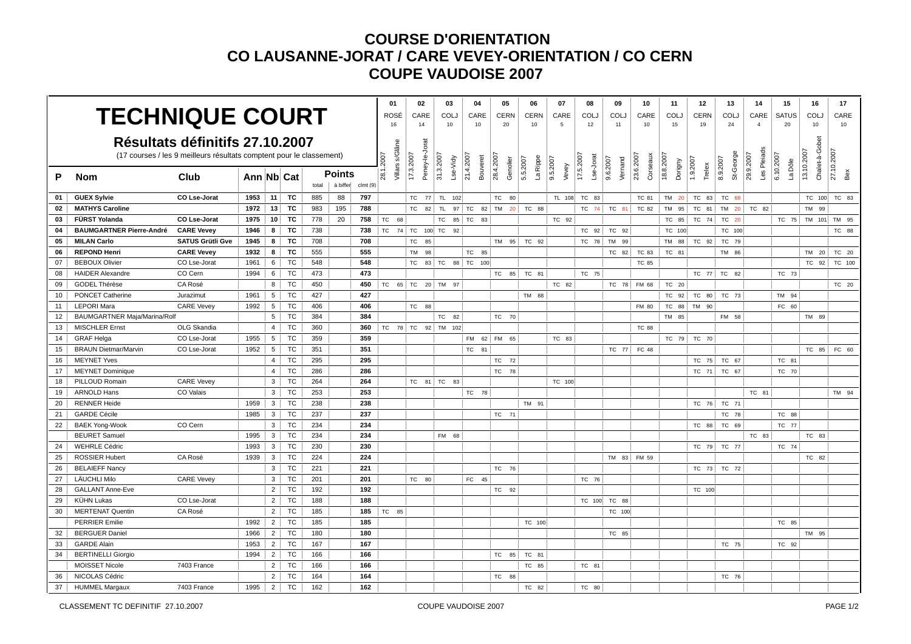# COURSE D'ORIENTATION
# CO LAUSANNE-JORAT / CARE VEVEY-ORIENTATION / CO CERN
# COUPE VAUDOISE 2007

## TECHNIQUE COURT

### Résultats définitifs 27.10.2007

(17 courses / les 9 meilleurs résultats comptent pour le classement)

| P | Nom | Club | Ann | Nb | Cat | Points total | Points à biffer | Points clmt (9) | 01 ROSÉ 16 28.1.2007 Villars s/Glâne | 02 CARE 14 17.3.2007 Peney-le-Jorat | 03 COLJ 10 31.3.2007 Lse-Vidy | 04 CARE 10 21.4.2007 Bouveret | 05 CERN 20 28.4.2007 Genolier | 06 CERN 10 5.5.2007 La Rippe | 07 CARE 5 9.5.2007 Vevey | 08 COLJ 12 17.5.2007 Lse-Jorat | 09 COLJ 11 9.6.2007 Vernand | 10 CARE 10 23.6.2007 Corseaux | 11 COLJ 15 18.8.2007 Dorigny | 12 CERN 19 1.9.2007 Trelex | 13 COLJ 24 8.9.2007 St-George | 14 CARE 4 29.9.2007 Les Pleiads | 15 SATUS 20 6.10.2007 La Dôle | 16 COLJ 10 13.10.2007 Chalet-à-Gobet | 17 CARE 10 27.10.2007 Bex |
|---|---|---|---|---|---|---|---|---|---|---|---|---|---|---|---|---|---|---|---|---|---|---|---|---|---|
| 01 | **GUEX Sylvie** | **CO Lse-Jorat** | **1953** | **11** | **TC** | 885 | 88 | **797** | | TC 77 | TL 102 | | TC 80 | | TL 108 | TC 83 | | TC 81 | TM 20 | TC 83 | TC 68 | | | TC 100 | TC 83 |
| 02 | **MATHYS Caroline** | | **1972** | **13** | **TC** | 983 | 195 | **788** | | TC 82 | TL 97 | TC 82 | TM 20 | TC 88 | | TC 74 | TC 81 | TC 82 | TM 95 | TC 81 | TM 20 | TC 82 | | TM 99 | |
| 03 | **FÜRST Yolanda** | **CO Lse-Jorat** | **1975** | **10** | **TC** | 778 | 20 | **758** | TC 68 | | TC 85 | TC 83 | | | TC 92 | | | | TC 85 | TC 74 | TC 20 | | TC 75 | TM 101 | TM 95 |
| 04 | **BAUMGARTNER Pierre-André** | **CARE Vevey** | **1946** | **8** | **TC** | 738 | | **738** | TC 74 | TC 100 | TC 92 | | | | | TC 92 | TC 92 | | TC 100 | | TC 100 | | | | TC 88 |
| 05 | **MILAN Carlo** | **SATUS Grütli Gve** | **1945** | **8** | **TC** | 708 | | **708** | | TC 85 | | | TM 95 | TC 92 | | TC 78 | TM 99 | | TM 88 | TC 92 | TC 79 | | | | |
| 06 | **REPOND Henri** | **CARE Vevey** | **1932** | **8** | **TC** | 555 | | **555** | | TM 98 | | TC 85 | | | | | TC 82 | TC 83 | TC 81 | | TM 86 | | | TM 20 | TC 20 |
| 07 | BEBOUX Olivier | CO Lse-Jorat | 1961 | 6 | TC | 548 | | **548** | | TC 83 | TC 88 | TC 100 | | | | | | TC 85 | | | | | | TC 92 | TC 100 |
| 08 | HAIDER Alexandre | CO Cern | 1994 | 6 | TC | 473 | | **473** | | | | | TC 85 | TC 81 | | TC 75 | | | | TC 77 | TC 82 | | TC 73 | | |
| 09 | GODEL Thérèse | CA Rosé | | 8 | TC | 450 | | **450** | TC 65 | TC 20 | TM 97 | | | | TC 82 | | TC 78 | FM 68 | TC 20 | | | | | | TC 20 |
| 10 | PONCET Catherine | Jurazimut | 1961 | 5 | TC | 427 | | **427** | | | | | | TM 88 | | | | | TC 92 | TC 80 | TC 73 | | TM 94 | | |
| 11 | LEPORI Mara | CARE Vevey | 1992 | 5 | TC | 406 | | **406** | | TC 88 | | | | | | | | FM 80 | TC 88 | TM 90 | | | FC 60 | | |
| 12 | BAUMGARTNER Maja/Marina/Rolf | | | 5 | TC | 384 | | **384** | | | TC 82 | | TC 70 | | | | | | TM 85 | | FM 58 | | | TM 89 | |
| 13 | MISCHLER Ernst | OLG Skandia | | 4 | TC | 360 | | **360** | TC 78 | TC 92 | TM 102 | | | | | | | TC 88 | | | | | | | |
| 14 | GRAF Helga | CO Lse-Jorat | 1955 | 5 | TC | 359 | | **359** | | | | FM 62 | FM 65 | | TC 83 | | | | TC 79 | TC 70 | | | | | |
| 15 | BRAUN Dietmar/Marvin | CO Lse-Jorat | 1952 | 5 | TC | 351 | | **351** | | | | TC 81 | | | | | TC 77 | FC 48 | | | | | | TC 85 | FC 60 |
| 16 | MEYNET Yves | | | 4 | TC | 295 | | **295** | | | | | TC 72 | | | | | | | TC 75 | TC 67 | | TC 81 | | |
| 17 | MEYNET Dominique | | | 4 | TC | 286 | | **286** | | | | | TC 78 | | | | | | | TC 71 | TC 67 | | TC 70 | | |
| 18 | PILLOUD Romain | CARE Vevey | | 3 | TC | 264 | | **264** | | TC 81 | TC 83 | | | | TC 100 | | | | | | | | | | |
| 19 | ARNOLD Hans | CO Valais | | 3 | TC | 253 | | **253** | | | | TC 78 | | | | | | | | | | TC 81 | | | TM 94 |
| 20 | RENNER Heide | | 1959 | 3 | TC | 238 | | **238** | | | | | | TM 91 | | | | | | TC 76 | TC 71 | | | | |
| 21 | GARDE Cécile | | 1985 | 3 | TC | 237 | | **237** | | | | | TC 71 | | | | | | | | TC 78 | | TC 88 | | |
| 22 | BAEK Yong-Wook | CO Cern | | 3 | TC | 234 | | **234** | | | | | | | | | | | | TC 88 | TC 69 | | TC 77 | | |
| | BEURET Samuel | | 1995 | 3 | TC | 234 | | **234** | | | FM 68 | | | | | | | | | | | TC 83 | | TC 83 | |
| 24 | WEHRLE Cédric | | 1993 | 3 | TC | 230 | | **230** | | | | | | | | | | | | TC 79 | TC 77 | | TC 74 | | |
| 25 | ROSSIER Hubert | CA Rosé | 1939 | 3 | TC | 224 | | **224** | | | | | | | | | TM 83 | FM 59 | | | | | | TC 82 | |
| 26 | BELAIEFF Nancy | | | 3 | TC | 221 | | **221** | | | | | TC 76 | | | | | | | TC 73 | TC 72 | | | | |
| 27 | LÄUCHLI Milo | CARE Vevey | | 3 | TC | 201 | | **201** | | TC 80 | | FC 45 | | | | TC 76 | | | | | | | | | |
| 28 | GALLANT Anne-Eve | | | 2 | TC | 192 | | **192** | | | | | TC 92 | | | | | | | TC 100 | | | | | |
| 29 | KÜHN Lukas | CO Lse-Jorat | | 2 | TC | 188 | | **188** | | | | | | | | TC 100 | TC 88 | | | | | | | | |
| 30 | MERTENAT Quentin | CA Rosé | | 2 | TC | 185 | | **185** | TC 85 | | | | | | | | TC 100 | | | | | | | | |
| | PERRIER Emilie | | 1992 | 2 | TC | 185 | | **185** | | | | | | TC 100 | | | | | | | | | TC 85 | | |
| 32 | BERGUER Daniel | | 1966 | 2 | TC | 180 | | **180** | | | | | | | | | TC 85 | | | | | | | TM 95 | |
| 33 | GARDE Alain | | 1953 | 2 | TC | 167 | | **167** | | | | | | | | | | | | | TC 75 | | TC 92 | | |
| 34 | BERTINELLI Giorgio | | 1994 | 2 | TC | 166 | | **166** | | | | | TC 85 | TC 81 | | | | | | | | | | | |
| | MOISSET Nicole | 7403 France | | 2 | TC | 166 | | **166** | | | | | | TC 85 | | TC 81 | | | | | | | | | |
| 36 | NICOLAS Cédric | | | 2 | TC | 164 | | **164** | | | | | TC 88 | | | | | | | | TC 76 | | | | |
| 37 | HUMMEL Margaux | 7403 France | 1995 | 2 | TC | 162 | | **162** | | | | | | TC 82 | | TC 80 | | | | | | | | | |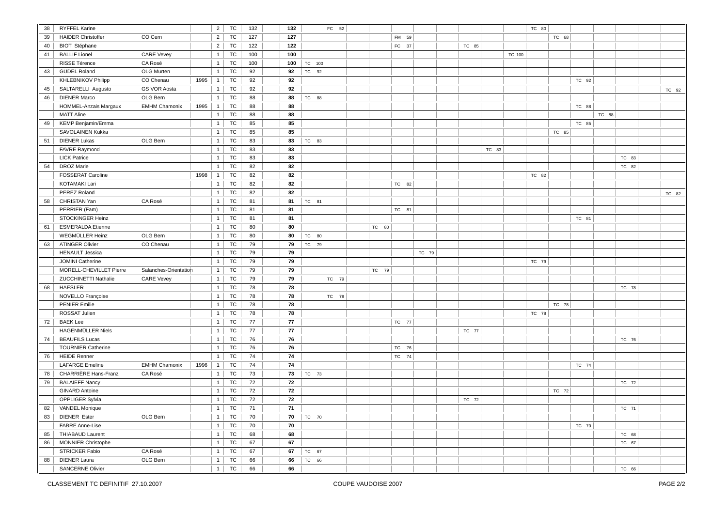| | | | | | | | | | | | | | | | | | | | | | | | | | |
|---|---|---|---|---|---|---|---|---|---|---|---|---|---|---|---|---|---|---|---|---|---|---|---|---|---|
| 38 | RYFFEL Karine | | | 2 | TC | 132 | | **132** | | FC 52 | | | | | | | | | TC 80 | | | | | | |
| 39 | HAIDER Christoffer | CO Cern | | 2 | TC | 127 | | **127** | | | | | FM 59 | | | | | | | TC 68 | | | | | |
| 40 | BIOT Stéphane | | | 2 | TC | 122 | | **122** | | | | | FC 37 | | | TC 85 | | | | | | | | | |
| 41 | BALLIF Lionel | CARE Vevey | | 1 | TC | 100 | | **100** | | | | | | | | | | TC 100 | | | | | | | |
| | RISSE Térence | CA Rosé | | 1 | TC | 100 | | **100** | TC 100 | | | | | | | | | | | | | | | | |
| 43 | GÜDEL Roland | OLG Murten | | 1 | TC | 92 | | **92** | TC 92 | | | | | | | | | | | | | | | | |
| | KHLEBNIKOV Philipp | CO Chenau | 1995 | 1 | TC | 92 | | **92** | | | | | | | | | | | | | TC 92 | | | | |
| 45 | SALTARELLI Augusto | GS VOR Aosta | | 1 | TC | 92 | | **92** | | | | | | | | | | | | | | | | | TC 92 |
| 46 | DIENER Marco | OLG Bern | | 1 | TC | 88 | | **88** | TC 88 | | | | | | | | | | | | | | | | |
| | HOMMEL-Anzais Margaux | EMHM Chamonix | 1995 | 1 | TC | 88 | | **88** | | | | | | | | | | | | | TC 88 | | | | |
| | MATT Aline | | | 1 | TC | 88 | | **88** | | | | | | | | | | | | | | TC 88 | | | |
| 49 | KEMP Benjamin/Emma | | | 1 | TC | 85 | | **85** | | | | | | | | | | | | | TC 85 | | | | |
| | SAVOLAINEN Kukka | | | 1 | TC | 85 | | **85** | | | | | | | | | | | | TC 85 | | | | | |
| 51 | DIENER Lukas | OLG Bern | | 1 | TC | 83 | | **83** | TC 83 | | | | | | | | | | | | | | | | |
| | FAVRE Raymond | | | 1 | TC | 83 | | **83** | | | | | | | | | TC 83 | | | | | | | | |
| | LICK Patrice | | | 1 | TC | 83 | | **83** | | | | | | | | | | | | | | | TC 83 | | |
| 54 | DROZ Marie | | | 1 | TC | 82 | | **82** | | | | | | | | | | | | | | | TC 82 | | |
| | FOSSERAT Caroline | | 1998 | 1 | TC | 82 | | **82** | | | | | | | | | | | TC 82 | | | | | | |
| | KOTAMAKI Lari | | | 1 | TC | 82 | | **82** | | | | | TC 82 | | | | | | | | | | | | |
| | PEREZ Roland | | | 1 | TC | 82 | | **82** | | | | | | | | | | | | | | | | | TC 82 |
| 58 | CHRISTAN Yan | CA Rosé | | 1 | TC | 81 | | **81** | TC 81 | | | | | | | | | | | | | | | | |
| | PERRIER (Fam) | | | 1 | TC | 81 | | **81** | | | | | TC 81 | | | | | | | | | | | | |
| | STOCKINGER Heinz | | | 1 | TC | 81 | | **81** | | | | | | | | | | | | | TC 81 | | | | |
| 61 | ESMERALDA Etienne | | | 1 | TC | 80 | | **80** | | | | TC 80 | | | | | | | | | | | | | |
| | WEGMÜLLER Heinz | OLG Bern | | 1 | TC | 80 | | **80** | TC 80 | | | | | | | | | | | | | | | | |
| 63 | ATINGER Olivier | CO Chenau | | 1 | TC | 79 | | **79** | TC 79 | | | | | | | | | | | | | | | | |
| | HENAULT Jessica | | | 1 | TC | 79 | | **79** | | | | | | TC 79 | | | | | | | | | | | |
| | JOMINI Catherine | | | 1 | TC | 79 | | **79** | | | | | | | | | | | TC 79 | | | | | | |
| | MORELL-CHEVILLET Pierre | Salanches-Orientation | | 1 | TC | 79 | | **79** | | | | TC 79 | | | | | | | | | | | | | |
| | ZUCCHINETTI Nathalie | CARE Vevey | | 1 | TC | 79 | | **79** | | TC 79 | | | | | | | | | | | | | | | |
| 68 | HAESLER | | | 1 | TC | 78 | | **78** | | | | | | | | | | | | | | | TC 78 | | |
| | NOVELLO Françoise | | | 1 | TC | 78 | | **78** | | TC 78 | | | | | | | | | | | | | | | |
| | PENIER Emilie | | | 1 | TC | 78 | | **78** | | | | | | | | | | | | TC 78 | | | | | |
| | ROSSAT Julien | | | 1 | TC | 78 | | **78** | | | | | | | | | | | TC 78 | | | | | | |
| 72 | BAEK Lee | | | 1 | TC | 77 | | **77** | | | | | TC 77 | | | | | | | | | | | | |
| | HAGENMÜLLER Niels | | | 1 | TC | 77 | | **77** | | | | | | | | TC 77 | | | | | | | | | |
| 74 | BEAUFILS Lucas | | | 1 | TC | 76 | | **76** | | | | | | | | | | | | | | | TC 76 | | |
| | TOURNIER Catherine | | | 1 | TC | 76 | | **76** | | | | | TC 76 | | | | | | | | | | | | |
| 76 | HEIDE Renner | | | 1 | TC | 74 | | **74** | | | | | TC 74 | | | | | | | | | | | | |
| | LAFARGE Emeline | EMHM Chamonix | 1996 | 1 | TC | 74 | | **74** | | | | | | | | | | | | | TC 74 | | | | |
| 78 | CHARRIÈRE Hans-Franz | CA Rosé | | 1 | TC | 73 | | **73** | TC 73 | | | | | | | | | | | | | | | | |
| 79 | BALAIEFF Nancy | | | 1 | TC | 72 | | **72** | | | | | | | | | | | | | | | TC 72 | | |
| | GINARD Antoine | | | 1 | TC | 72 | | **72** | | | | | | | | | | | | TC 72 | | | | | |
| | OPPLIGER Sylvia | | | 1 | TC | 72 | | **72** | | | | | | | | TC 72 | | | | | | | | | |
| 82 | VANDEL Monique | | | 1 | TC | 71 | | **71** | | | | | | | | | | | | | | | TC 71 | | |
| 83 | DIENER Ester | OLG Bern | | 1 | TC | 70 | | **70** | TC 70 | | | | | | | | | | | | | | | | |
| | FABRE Anne-Lise | | | 1 | TC | 70 | | **70** | | | | | | | | | | | | | TC 70 | | | | |
| 85 | THIABAUD Laurent | | | 1 | TC | 68 | | **68** | | | | | | | | | | | | | | | TC 68 | | |
| 86 | MONNIER Christophe | | | 1 | TC | 67 | | **67** | | | | | | | | | | | | | | | TC 67 | | |
| | STRICKER Fabio | CA Rosé | | 1 | TC | 67 | | **67** | TC 67 | | | | | | | | | | | | | | | | |
| 88 | DIENER Laura | OLG Bern | | 1 | TC | 66 | | **66** | TC 66 | | | | | | | | | | | | | | | | |
| | SANCERNE Olivier | | | 1 | TC | 66 | | **66** | | | | | | | | | | | | | | | TC 66 | | |

CLASSEMENT TC DEFINITIF 27.10.2007 — COUPE VAUDOISE 2007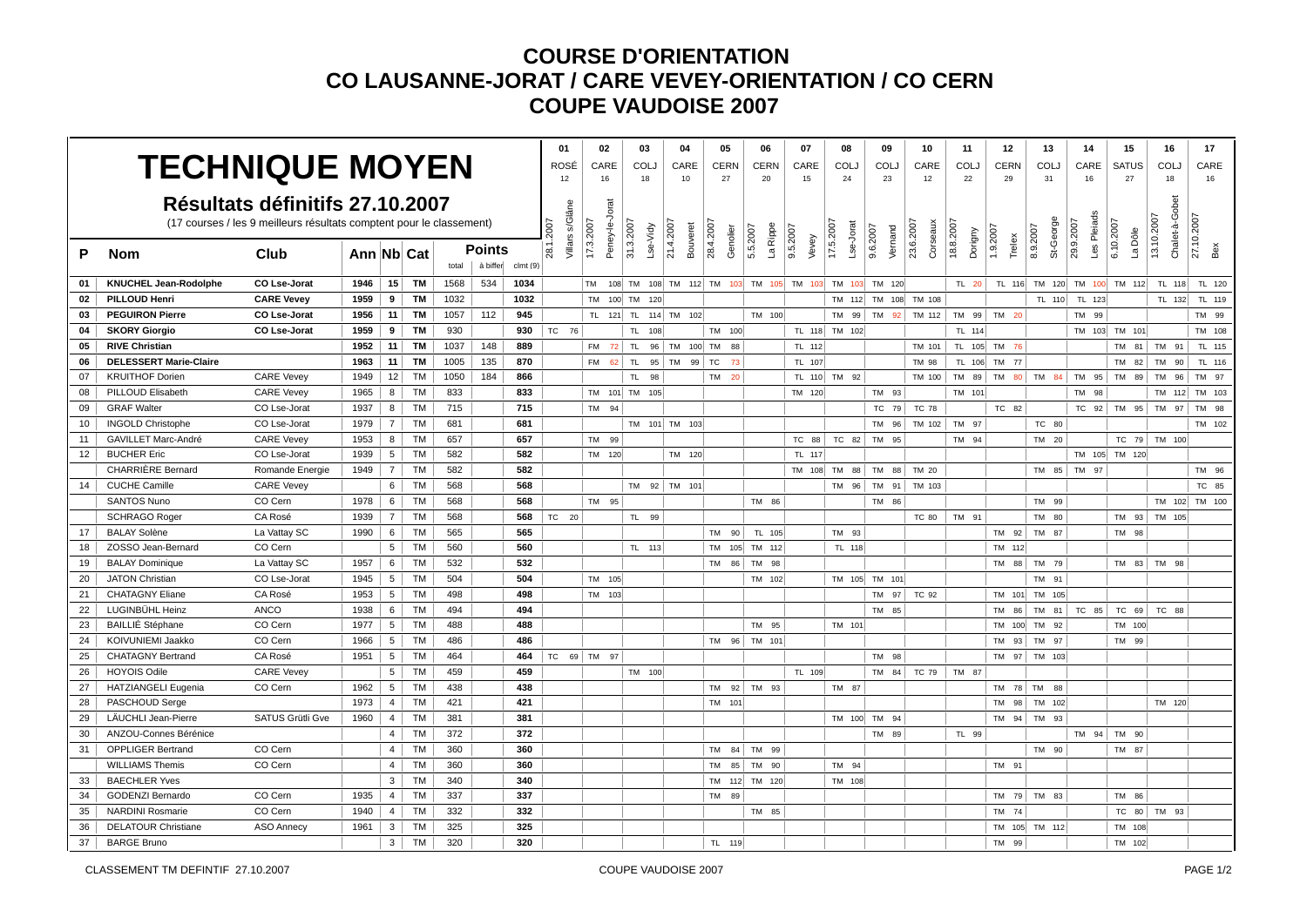# COURSE D'ORIENTATION
# CO LAUSANNE-JORAT / CARE VEVEY-ORIENTATION / CO CERN
# COUPE VAUDOISE 2007

## TECHNIQUE MOYEN

### Résultats définitifs 27.10.2007

(17 courses / les 9 meilleurs résultats comptent pour le classement)

| P | Nom | Club | Ann | Nb | Cat | Points total | Points à biffer | Points clmt (9) | 01 ROSÉ 12 28.1.2007 Villars s/Glâne | 02 CARE 16 17.3.2007 Peney-le-Jorat | 03 COLJ 18 31.3.2007 Lse-Vidy | 04 CARE 10 21.4.2007 Bouveret | 05 CERN 27 28.4.2007 Genolier | 06 CERN 20 5.5.2007 La Rippe | 07 CARE 15 9.5.2007 Vevey | 08 COLJ 24 17.5.2007 Lse-Jorat | 09 COLJ 23 9.6.2007 Vernand | 10 CARE 12 23.6.2007 Corseaux | 11 COLJ 22 18.8.2007 Dorigny | 12 CERN 29 1.9.2007 Trelex | 13 COLJ 31 8.9.2007 St-George | 14 CARE 16 29.9.2007 Les Pleiads | 15 SATUS 27 6.10.2007 La Dôle | 16 COLJ 18 13.10.2007 Chalet-à-Gobet | 17 CARE 16 27.10.2007 Bex |
|---|---|---|---|---|---|---|---|---|---|---|---|---|---|---|---|---|---|---|---|---|---|---|---|---|---|
| **01** | **KNUCHEL Jean-Rodolphe** | **CO Lse-Jorat** | **1946** | **15** | **TM** | 1568 | 534 | **1034** | | TM 108 | TM 108 | TM 112 | TM 103 | TM 105 | TM 103 | TM 103 | TM 120 | | TL 20 | TL 116 | TM 120 | TM 100 | TM 112 | TL 118 | TL 120 |
| **02** | **PILLOUD Henri** | **CARE Vevey** | **1959** | **9** | **TM** | 1032 | | **1032** | | TM 100 | TM 120 | | | | | TM 112 | TM 108 | TM 108 | | | TL 110 | TL 123 | | TL 132 | TL 119 |
| **03** | **PEGUIRON Pierre** | **CO Lse-Jorat** | **1956** | **11** | **TM** | 1057 | 112 | **945** | | TL 121 | TL 114 | TM 102 | | TM 100 | | TM 99 | TM 92 | TM 112 | TM 99 | TM 20 | | TM 99 | | | TM 99 |
| **04** | **SKORY Giorgio** | **CO Lse-Jorat** | **1959** | **9** | **TM** | 930 | | **930** | TC 76 | | TL 108 | | TM 100 | | TL 118 | TM 102 | | | TL 114 | | | TM 103 | TM 101 | | TM 108 |
| **05** | **RIVE Christian** | | **1952** | **11** | **TM** | 1037 | 148 | **889** | | FM 72 | TL 96 | TM 100 | TM 88 | | TL 112 | | | TM 101 | TL 105 | TM 76 | | | TM 81 | TM 91 | TL 115 |
| **06** | **DELESSERT Marie-Claire** | | **1963** | **11** | **TM** | 1005 | 135 | **870** | | FM 62 | TL 95 | TM 99 | TC 73 | | TL 107 | | | TM 98 | TL 106 | TM 77 | | | TM 82 | TM 90 | TL 116 |
| 07 | KRUITHOF Dorien | CARE Vevey | 1949 | 12 | TM | 1050 | 184 | **866** | | | TL 98 | | TM 20 | | TL 110 | TM 92 | | TM 100 | TM 89 | TM 80 | TM 84 | TM 95 | TM 89 | TM 96 | TM 97 |
| 08 | PILLOUD Elisabeth | CARE Vevey | 1965 | 8 | TM | 833 | | **833** | | TM 101 | TM 105 | | | | TM 120 | | TM 93 | | TM 101 | | | TM 98 | | TM 112 | TM 103 |
| 09 | GRAF Walter | CO Lse-Jorat | 1937 | 8 | TM | 715 | | **715** | | TM 94 | | | | | | | TC 79 | TC 78 | | TC 82 | | TC 92 | TM 95 | TM 97 | TM 98 |
| 10 | INGOLD Christophe | CO Lse-Jorat | 1979 | 7 | TM | 681 | | **681** | | | TM 101 | TM 103 | | | | | TM 96 | TM 102 | TM 97 | | TC 80 | | | | TM 102 |
| 11 | GAVILLET Marc-André | CARE Vevey | 1953 | 8 | TM | 657 | | **657** | | TM 99 | | | | | TC 88 | TC 82 | TM 95 | | TM 94 | | TM 20 | | TC 79 | TM 100 | |
| 12 | BUCHER Eric | CO Lse-Jorat | 1939 | 5 | TM | 582 | | **582** | | TM 120 | | TM 120 | | | TL 117 | | | | | | | TM 105 | TM 120 | | |
| | CHARRIÈRE Bernard | Romande Energie | 1949 | 7 | TM | 582 | | **582** | | | | | | | TM 108 | TM 88 | TM 88 | TM 20 | | | TM 85 | TM 97 | | | TM 96 |
| 14 | CUCHE Camille | CARE Vevey | | 6 | TM | 568 | | **568** | | | TM 92 | TM 101 | | | | TM 96 | TM 91 | TM 103 | | | | | | | TC 85 |
| | SANTOS Nuno | CO Cern | 1978 | 6 | TM | 568 | | **568** | | TM 95 | | | | TM 86 | | | TM 86 | | | | TM 99 | | | TM 102 | TM 100 |
| | SCHRAGO Roger | CA Rosé | 1939 | 7 | TM | 568 | | **568** | TC 20 | | TL 99 | | | | | | | TC 80 | TM 91 | | TM 80 | | TM 93 | TM 105 | |
| 17 | BALAY Solène | La Vattay SC | 1990 | 6 | TM | 565 | | **565** | | | | | TM 90 | TL 105 | | TM 93 | | | | TM 92 | TM 87 | | TM 98 | | |
| 18 | ZOSSO Jean-Bernard | CO Cern | | 5 | TM | 560 | | **560** | | | TL 113 | | TM 105 | TM 112 | | TL 118 | | | | TM 112 | | | | | |
| 19 | BALAY Dominique | La Vattay SC | 1957 | 6 | TM | 532 | | **532** | | | | | TM 86 | TM 98 | | | | | | TM 88 | TM 79 | | TM 83 | TM 98 | |
| 20 | JATON Christian | CO Lse-Jorat | 1945 | 5 | TM | 504 | | **504** | | TM 105 | | | | TM 102 | | TM 105 | TM 101 | | | | TM 91 | | | | |
| 21 | CHATAGNY Eliane | CA Rosé | 1953 | 5 | TM | 498 | | **498** | | TM 103 | | | | | | | TM 97 | TC 92 | | TM 101 | TM 105 | | | | |
| 22 | LUGINBÜHL Heinz | ANCO | 1938 | 6 | TM | 494 | | **494** | | | | | | | | | TM 85 | | | TM 86 | TM 81 | TC 85 | TC 69 | TC 88 | |
| 23 | BAILLIÉ Stéphane | CO Cern | 1977 | 5 | TM | 488 | | **488** | | | | | | TM 95 | | TM 101 | | | | TM 100 | TM 92 | | TM 100 | | |
| 24 | KOIVUNIEMI Jaakko | CO Cern | 1966 | 5 | TM | 486 | | **486** | | | | | TM 96 | TM 101 | | | | | | TM 93 | TM 97 | | TM 99 | | |
| 25 | CHATAGNY Bertrand | CA Rosé | 1951 | 5 | TM | 464 | | **464** | TC 69 | TM 97 | | | | | | | TM 98 | | | TM 97 | TM 103 | | | | |
| 26 | HOYOIS Odile | CARE Vevey | | 5 | TM | 459 | | **459** | | | TM 100 | | | | TL 109 | | TM 84 | TC 79 | TM 87 | | | | | | |
| 27 | HATZIANGELI Eugenia | CO Cern | 1962 | 5 | TM | 438 | | **438** | | | | | TM 92 | TM 93 | | TM 87 | | | | TM 78 | TM 88 | | | | |
| 28 | PASCHOUD Serge | | 1973 | 4 | TM | 421 | | **421** | | | | | TM 101 | | | | | | | TM 98 | TM 102 | | | TM 120 | |
| 29 | LÄUCHLI Jean-Pierre | SATUS Grütli Gve | 1960 | 4 | TM | 381 | | **381** | | | | | | | | TM 100 | TM 94 | | | TM 94 | TM 93 | | | | |
| 30 | ANZOU-Connes Bérénice | | | 4 | TM | 372 | | **372** | | | | | | | | | TM 89 | | TL 99 | | | TM 94 | TM 90 | | |
| 31 | OPPLIGER Bertrand | CO Cern | | 4 | TM | 360 | | **360** | | | | | TM 84 | TM 99 | | | | | | | TM 90 | | TM 87 | | |
| | WILLIAMS Themis | CO Cern | | 4 | TM | 360 | | **360** | | | | | TM 85 | TM 90 | | TM 94 | | | | TM 91 | | | | | |
| 33 | BAECHLER Yves | | | 3 | TM | 340 | | **340** | | | | | TM 112 | TM 120 | | TM 108 | | | | | | | | | |
| 34 | GODENZI Bernardo | CO Cern | 1935 | 4 | TM | 337 | | **337** | | | | | TM 89 | | | | | | | TM 79 | TM 83 | | TM 86 | | |
| 35 | NARDINI Rosmarie | CO Cern | 1940 | 4 | TM | 332 | | **332** | | | | | | TM 85 | | | | | | TM 74 | | | TC 80 | TM 93 | |
| 36 | DELATOUR Christiane | ASO Annecy | 1961 | 3 | TM | 325 | | **325** | | | | | | | | | | | | TM 105 | TM 112 | | TM 108 | | |
| 37 | BARGE Bruno | | | 3 | TM | 320 | | **320** | | | | | TL 119 | | | | | | | TM 99 | | | TM 102 | | |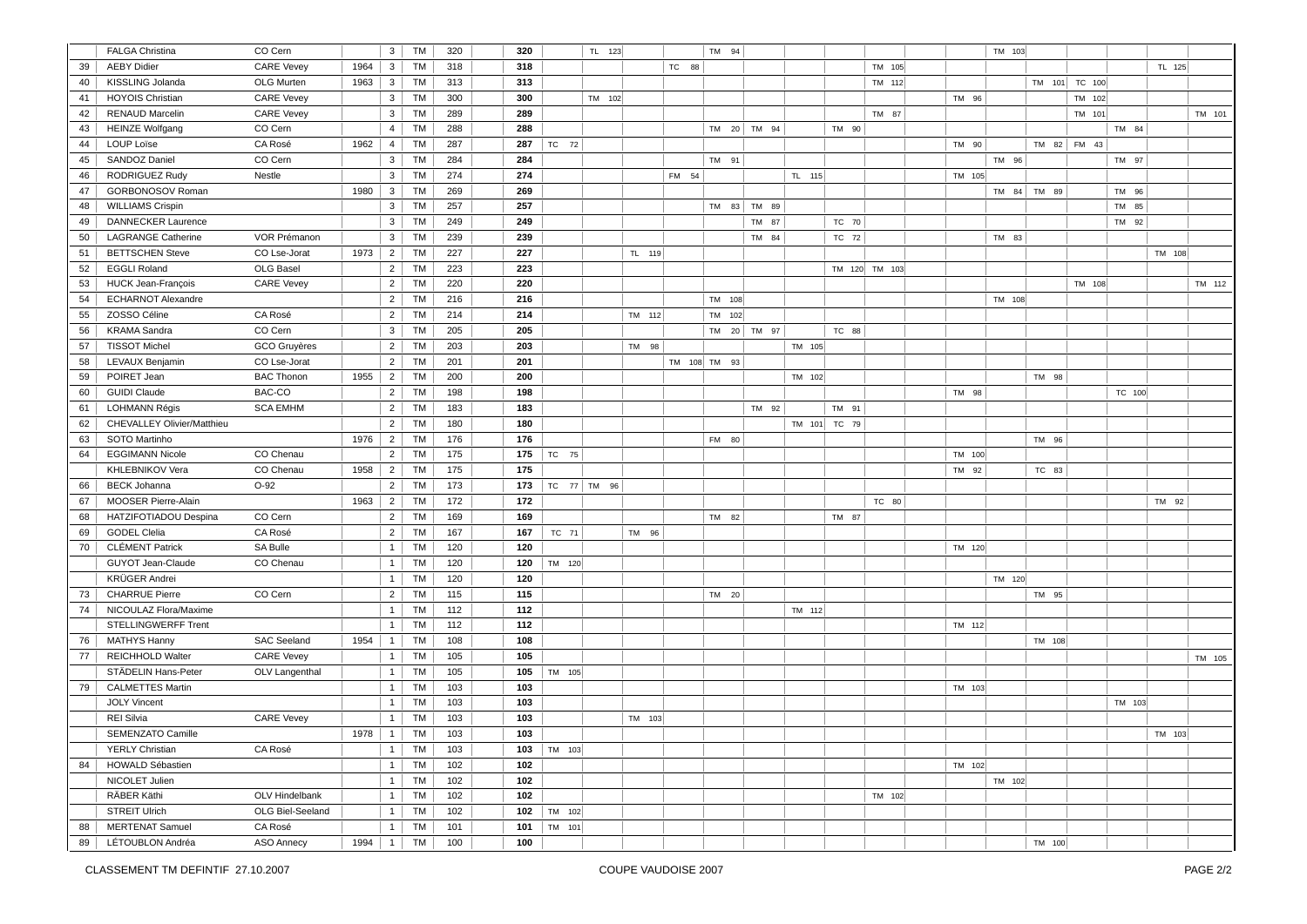| | | | | | | | | | | | | | | | | | | | | | | | | | |
|---|---|---|---|---|---|---|---|---|---|---|---|---|---|---|---|---|---|---|---|---|---|---|---|---|---|
| | FALGA Christina | CO Cern | | 3 | TM | 320 | | 320 | | TL 123 | | | TM 94 | | | | | | | TM 103 | | | | | |
| 39 | AEBY Didier | CARE Vevey | 1964 | 3 | TM | 318 | | 318 | | | | TC 88 | | | | | TM 105 | | | | | | | TL 125 | |
| 40 | KISSLING Jolanda | OLG Murten | 1963 | 3 | TM | 313 | | 313 | | | | | | | | | TM 112 | | | | TM 101 | TC 100 | | | |
| 41 | HOYOIS Christian | CARE Vevey | | 3 | TM | 300 | | 300 | | TM 102 | | | | | | | | | TM 96 | | | TM 102 | | | |
| 42 | RENAUD Marcelin | CARE Vevey | | 3 | TM | 289 | | 289 | | | | | | | | | TM 87 | | | | | TM 101 | | | TM 101 |
| 43 | HEINZE Wolfgang | CO Cern | | 4 | TM | 288 | | 288 | | | | | TM 20 | TM 94 | | TM 90 | | | | | | | TM 84 | | |
| 44 | LOUP Loïse | CA Rosé | 1962 | 4 | TM | 287 | | 287 | TC 72 | | | | | | | | | | TM 90 | | TM 82 | FM 43 | | | |
| 45 | SANDOZ Daniel | CO Cern | | 3 | TM | 284 | | 284 | | | | | TM 91 | | | | | | | TM 96 | | | TM 97 | | |
| 46 | RODRIGUEZ Rudy | Nestle | | 3 | TM | 274 | | 274 | | | | FM 54 | | | TL 115 | | | | TM 105 | | | | | | |
| 47 | GORBONOSOV Roman | | 1980 | 3 | TM | 269 | | 269 | | | | | | | | | | | | TM 84 | TM 89 | | TM 96 | | |
| 48 | WILLIAMS Crispin | | | 3 | TM | 257 | | 257 | | | | | TM 83 | TM 89 | | | | | | | | | TM 85 | | |
| 49 | DANNECKER Laurence | | | 3 | TM | 249 | | 249 | | | | | | TM 87 | | TC 70 | | | | | | | TM 92 | | |
| 50 | LAGRANGE Catherine | VOR Prémanon | | 3 | TM | 239 | | 239 | | | | | | TM 84 | | TC 72 | | | | TM 83 | | | | | |
| 51 | BETTSCHEN Steve | CO Lse-Jorat | 1973 | 2 | TM | 227 | | 227 | | | TL 119 | | | | | | | | | | | | | TM 108 | |
| 52 | EGGLI Roland | OLG Basel | | 2 | TM | 223 | | 223 | | | | | | | | TM 120 | TM 103 | | | | | | | | |
| 53 | HUCK Jean-François | CARE Vevey | | 2 | TM | 220 | | 220 | | | | | | | | | | | | | | TM 108 | | | TM 112 |
| 54 | ECHARNOT Alexandre | | | 2 | TM | 216 | | 216 | | | | | TM 108 | | | | | | | TM 108 | | | | | |
| 55 | ZOSSO Céline | CA Rosé | | 2 | TM | 214 | | 214 | | | TM 112 | | TM 102 | | | | | | | | | | | | |
| 56 | KRAMA Sandra | CO Cern | | 3 | TM | 205 | | 205 | | | | | TM 20 | TM 97 | | TC 88 | | | | | | | | | |
| 57 | TISSOT Michel | GCO Gruyères | | 2 | TM | 203 | | 203 | | | TM 98 | | | | TM 105 | | | | | | | | | | |
| 58 | LEVAUX Benjamin | CO Lse-Jorat | | 2 | TM | 201 | | 201 | | | | TM 108 | TM 93 | | | | | | | | | | | | |
| 59 | POIRET Jean | BAC Thonon | 1955 | 2 | TM | 200 | | 200 | | | | | | | TM 102 | | | | | | TM 98 | | | | |
| 60 | GUIDI Claude | BAC-CO | | 2 | TM | 198 | | 198 | | | | | | | | | | | TM 98 | | | | TC 100 | | |
| 61 | LOHMANN Régis | SCA EMHM | | 2 | TM | 183 | | 183 | | | | | | TM 92 | | TM 91 | | | | | | | | | |
| 62 | CHEVALLEY Olivier/Matthieu | | | 2 | TM | 180 | | 180 | | | | | | | TM 101 | TC 79 | | | | | | | | | |
| 63 | SOTO Martinho | | 1976 | 2 | TM | 176 | | 176 | | | | | FM 80 | | | | | | | | TM 96 | | | | |
| 64 | EGGIMANN Nicole | CO Chenau | | 2 | TM | 175 | | 175 | TC 75 | | | | | | | | | | TM 100 | | | | | | |
| | KHLEBNIKOV Vera | CO Chenau | 1958 | 2 | TM | 175 | | 175 | | | | | | | | | | | TM 92 | | TC 83 | | | | |
| 66 | BECK Johanna | O-92 | | 2 | TM | 173 | | 173 | TC 77 | TM 96 | | | | | | | | | | | | | | | |
| 67 | MOOSER Pierre-Alain | | 1963 | 2 | TM | 172 | | 172 | | | | | | | | | TC 80 | | | | | | | TM 92 | |
| 68 | HATZIFOTIADOU Despina | CO Cern | | 2 | TM | 169 | | 169 | | | | | TM 82 | | | TM 87 | | | | | | | | | |
| 69 | GODEL Clelia | CA Rosé | | 2 | TM | 167 | | 167 | TC 71 | | TM 96 | | | | | | | | | | | | | | |
| 70 | CLÉMENT Patrick | SA Bulle | | 1 | TM | 120 | | 120 | | | | | | | | | | | TM 120 | | | | | | |
| | GUYOT Jean-Claude | CO Chenau | | 1 | TM | 120 | | 120 | TM 120 | | | | | | | | | | | | | | | | |
| | KRÜGER Andrei | | | 1 | TM | 120 | | 120 | | | | | | | | | | | | TM 120 | | | | | |
| 73 | CHARRUE Pierre | CO Cern | | 2 | TM | 115 | | 115 | | | | | TM 20 | | | | | | | | TM 95 | | | | |
| 74 | NICOULAZ Flora/Maxime | | | 1 | TM | 112 | | 112 | | | | | | | TM 112 | | | | | | | | | | |
| | STELLINGWERFF Trent | | | 1 | TM | 112 | | 112 | | | | | | | | | | | TM 112 | | | | | | |
| 76 | MATHYS Hanny | SAC Seeland | 1954 | 1 | TM | 108 | | 108 | | | | | | | | | | | | | TM 108 | | | | |
| 77 | REICHHOLD Walter | CARE Vevey | | 1 | TM | 105 | | 105 | | | | | | | | | | | | | | | | | TM 105 |
| | STÄDELIN Hans-Peter | OLV Langenthal | | 1 | TM | 105 | | 105 | TM 105 | | | | | | | | | | | | | | | | |
| 79 | CALMETTES Martin | | | 1 | TM | 103 | | 103 | | | | | | | | | | | TM 103 | | | | | | |
| | JOLY Vincent | | | 1 | TM | 103 | | 103 | | | | | | | | | | | | | | | TM 103 | | |
| | REI Silvia | CARE Vevey | | 1 | TM | 103 | | 103 | | | TM 103 | | | | | | | | | | | | | | |
| | SEMENZATO Camille | | 1978 | 1 | TM | 103 | | 103 | | | | | | | | | | | | | | | | TM 103 | |
| | YERLY Christian | CA Rosé | | 1 | TM | 103 | | 103 | TM 103 | | | | | | | | | | | | | | | | |
| 84 | HOWALD Sébastien | | | 1 | TM | 102 | | 102 | | | | | | | | | | | TM 102 | | | | | | |
| | NICOLET Julien | | | 1 | TM | 102 | | 102 | | | | | | | | | | | | TM 102 | | | | | |
| | RÄBER Käthi | OLV Hindelbank | | 1 | TM | 102 | | 102 | | | | | | | | | TM 102 | | | | | | | | |
| | STREIT Ulrich | OLG Biel-Seeland | | 1 | TM | 102 | | 102 | TM 102 | | | | | | | | | | | | | | | | |
| 88 | MERTENAT Samuel | CA Rosé | | 1 | TM | 101 | | 101 | TM 101 | | | | | | | | | | | | | | | | |
| 89 | LÉTOUBLON Andréa | ASO Annecy | 1994 | 1 | TM | 100 | | 100 | | | | | | | | | | | | | TM 100 | | | | |

CLASSEMENT TM DEFINTIF 27.10.2007 — COUPE VAUDOISE 2007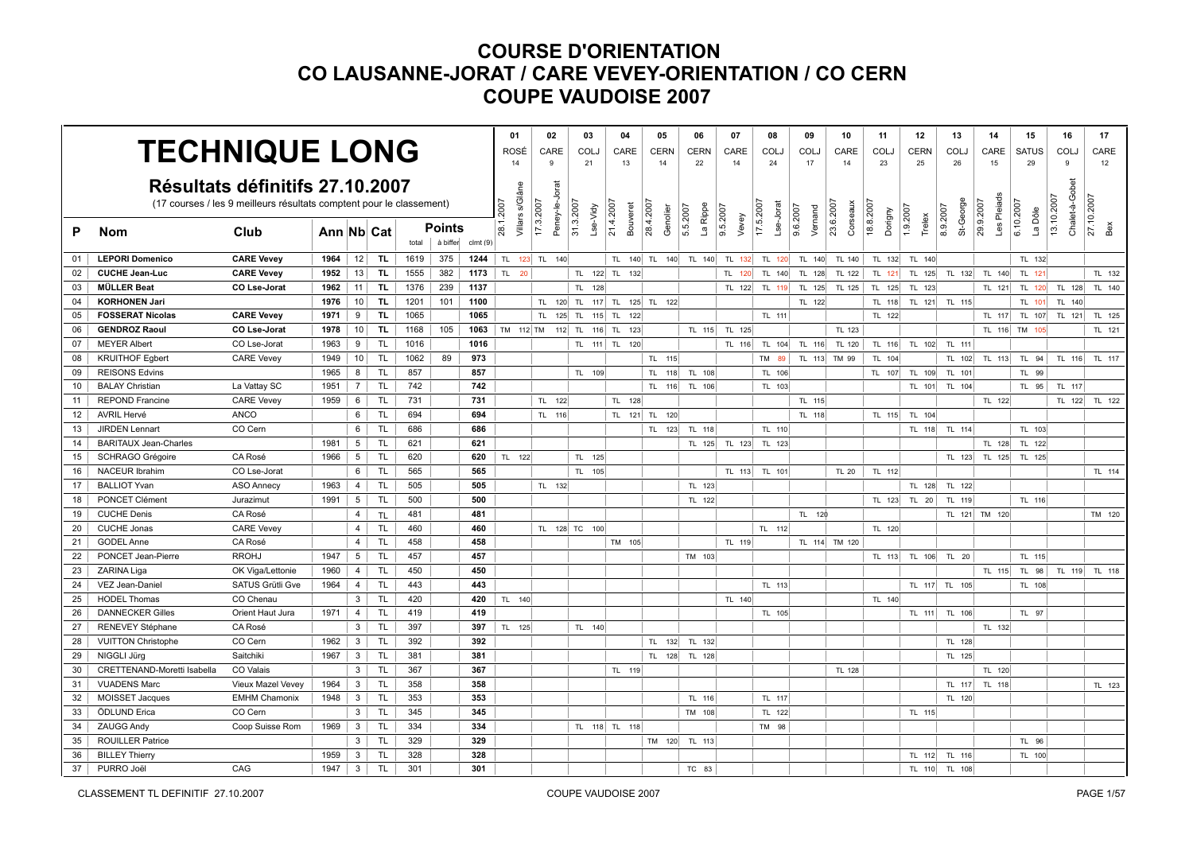# COURSE D'ORIENTATION
# CO LAUSANNE-JORAT / CARE VEVEY-ORIENTATION / CO CERN
# COUPE VAUDOISE 2007

## TECHNIQUE LONG

### Résultats définitifs 27.10.2007

(17 courses / les 9 meilleurs résultats comptent pour le classement)

| P | Nom | Club | Ann | Nb | Cat | Points total | Points à biffer | Points clmt (9) | 01 ROSÉ 14 28.1.2007 Villars s/Glâne | 02 CARE 9 17.3.2007 Peney-le-Jorat | 03 COLJ 21 31.3.2007 Lse-Vidy | 04 CARE 13 21.4.2007 Bouveret | 05 CERN 14 28.4.2007 Genolier | 06 CERN 22 5.5.2007 La Rippe | 07 CARE 14 9.5.2007 Vevey | 08 COLJ 24 17.5.2007 Lse-Jorat | 09 COLJ 17 9.6.2007 Vernand | 10 CARE 14 23.6.2007 Corseaux | 11 COLJ 23 18.8.2007 Dorigny | 12 CERN 25 1.9.2007 Trelex | 13 COLJ 26 8.9.2007 St-George | 14 CARE 15 29.9.2007 Les Pleiads | 15 SATUS 29 6.10.2007 La Dôle | 16 COLJ 9 13.10.2007 Chalet-à-Gobet | 17 CARE 12 27.10.2007 Bex |
|---|---|---|---|---|---|---|---|---|---|---|---|---|---|---|---|---|---|---|---|---|---|---|---|---|---|
| 01 | **LEPORI Domenico** | **CARE Vevey** | **1964** | **12** | **TL** | **1619** | **375** | **1244** | TL 123 | TL 140 | | TL 140 | TL 140 | TL 140 | TL 132 | TL 120 | TL 140 | TL 140 | TL 132 | TL 140 | | | TL 132 | | |
| 02 | **CUCHE Jean-Luc** | **CARE Vevey** | **1952** | **13** | **TL** | **1555** | **382** | **1173** | TL 20 | | TL 122 | TL 132 | | | TL 120 | TL 140 | TL 128 | TL 122 | TL 121 | TL 125 | TL 132 | TL 140 | TL 121 | | TL 132 |
| 03 | **MÜLLER Beat** | **CO Lse-Jorat** | **1962** | **11** | **TL** | **1376** | **239** | **1137** | | | TL 128 | | | | TL 122 | TL 119 | TL 125 | TL 125 | TL 125 | TL 123 | | TL 121 | TL 120 | TL 128 | TL 140 |
| 04 | **KORHONEN Jari** | | **1976** | **10** | **TL** | **1201** | **101** | **1100** | | TL 120 | TL 117 | TL 125 | TL 122 | | | | TL 122 | | TL 118 | TL 121 | TL 115 | | TL 101 | TL 140 | |
| 05 | **FOSSERAT Nicolas** | **CARE Vevey** | **1971** | **9** | **TL** | **1065** | | **1065** | | TL 125 | TL 115 | TL 122 | | | | TL 111 | | | TL 122 | | | TL 117 | TL 107 | TL 121 | TL 125 |
| 06 | **GENDROZ Raoul** | **CO Lse-Jorat** | **1978** | **10** | **TL** | **1168** | **105** | **1063** | TM 112 | TM 112 | TL 116 | TL 123 | | TL 115 | TL 125 | | | TL 123 | | | | TL 116 | TM 105 | | TL 121 |
| 07 | MEYER Albert | CO Lse-Jorat | 1963 | 9 | TL | 1016 | | 1016 | | | TL 111 | TL 120 | | | TL 116 | TL 104 | TL 116 | TL 120 | TL 116 | TL 102 | TL 111 | | | | |
| 08 | KRUITHOF Egbert | CARE Vevey | 1949 | 10 | TL | 1062 | 89 | 973 | | | | | TL 115 | | | TM 89 | TL 113 | TM 99 | TL 104 | | TL 102 | TL 113 | TL 94 | TL 116 | TL 117 |
| 09 | REISONS Edvins | | 1965 | 8 | TL | 857 | | 857 | | | TL 109 | | TL 118 | TL 108 | | TL 106 | | | TL 107 | TL 109 | TL 101 | | TL 99 | | |
| 10 | BALAY Christian | La Vattay SC | 1951 | 7 | TL | 742 | | 742 | | | | | TL 116 | TL 106 | | TL 103 | | | | TL 101 | TL 104 | | TL 95 | TL 117 | |
| 11 | REPOND Francine | CARE Vevey | 1959 | 6 | TL | 731 | | 731 | | TL 122 | | TL 128 | | | | | TL 115 | | | | | TL 122 | | TL 122 | TL 122 |
| 12 | AVRIL Hervé | ANCO | | 6 | TL | 694 | | 694 | | TL 116 | | TL 121 | TL 120 | | | | TL 118 | | TL 115 | TL 104 | | | | | |
| 13 | JIRDEN Lennart | CO Cern | | 6 | TL | 686 | | 686 | | | | | TL 123 | TL 118 | | TL 110 | | | | TL 118 | TL 114 | | TL 103 | | |
| 14 | BARITAUX Jean-Charles | | 1981 | 5 | TL | 621 | | 621 | | | | | | TL 125 | TL 123 | TL 123 | | | | | | TL 128 | TL 122 | | |
| 15 | SCHRAGO Grégoire | CA Rosé | 1966 | 5 | TL | 620 | | 620 | TL 122 | | TL 125 | | | | | | | | | | TL 123 | TL 125 | TL 125 | | |
| 16 | NACEUR Ibrahim | CO Lse-Jorat | | 6 | TL | 565 | | 565 | | | TL 105 | | | | TL 113 | TL 101 | | TL 20 | TL 112 | | | | | | TL 114 |
| 17 | BALLIOT Yvan | ASO Annecy | 1963 | 4 | TL | 505 | | 505 | | TL 132 | | | | TL 123 | | | | | | TL 128 | TL 122 | | | | |
| 18 | PONCET Clément | Jurazimut | 1991 | 5 | TL | 500 | | 500 | | | | | | TL 122 | | | | | TL 123 | TL 20 | TL 119 | | TL 116 | | |
| 19 | CUCHE Denis | CA Rosé | | 4 | TL | 481 | | 481 | | | | | | | | | TL 120 | | | | TL 121 | TM 120 | | | TM 120 |
| 20 | CUCHE Jonas | CARE Vevey | | 4 | TL | 460 | | 460 | | TL 128 | TC 100 | | | | | TL 112 | | | TL 120 | | | | | | |
| 21 | GODEL Anne | CA Rosé | | 4 | TL | 458 | | 458 | | | | TM 105 | | | TL 119 | | TL 114 | TM 120 | | | | | | | |
| 22 | PONCET Jean-Pierre | RROHJ | 1947 | 5 | TL | 457 | | 457 | | | | | | TM 103 | | | | | TL 113 | TL 106 | TL 20 | | TL 115 | | |
| 23 | ZARINA Liga | OK Viga/Lettonie | 1960 | 4 | TL | 450 | | 450 | | | | | | | | | | | | | | TL 115 | TL 98 | TL 119 | TL 118 |
| 24 | VEZ Jean-Daniel | SATUS Grütli Gve | 1964 | 4 | TL | 443 | | 443 | | | | | | | | TL 113 | | | | TL 117 | TL 105 | | TL 108 | | |
| 25 | HODEL Thomas | CO Chenau | | 3 | TL | 420 | | 420 | TL 140 | | | | | | TL 140 | | | | TL 140 | | | | | | |
| 26 | DANNECKER Gilles | Orient Haut Jura | 1971 | 4 | TL | 419 | | 419 | | | | | | | | TL 105 | | | | TL 111 | TL 106 | | TL 97 | | |
| 27 | RENEVEY Stéphane | CA Rosé | | 3 | TL | 397 | | 397 | TL 125 | | TL 140 | | | | | | | | | | | TL 132 | | | |
| 28 | VUITTON Christophe | CO Cern | 1962 | 3 | TL | 392 | | 392 | | | | | TL 132 | TL 132 | | | | | | | TL 128 | | | | |
| 29 | NIGGLI Jürg | Saitchiki | 1967 | 3 | TL | 381 | | 381 | | | | | TL 128 | TL 128 | | | | | | | TL 125 | | | | |
| 30 | CRETTENAND-Moretti Isabella | CO Valais | | 3 | TL | 367 | | 367 | | | | TL 119 | | | | | | TL 128 | | | | TL 120 | | | |
| 31 | VUADENS Marc | Vieux Mazel Vevey | 1964 | 3 | TL | 358 | | 358 | | | | | | | | | | | | | TL 117 | TL 118 | | | TL 123 |
| 32 | MOISSET Jacques | EMHM Chamonix | 1948 | 3 | TL | 353 | | 353 | | | | | | TL 116 | | TL 117 | | | | | TL 120 | | | | |
| 33 | ÖDLUND Erica | CO Cern | | 3 | TL | 345 | | 345 | | | | | | TM 108 | | TL 122 | | | | TL 115 | | | | | |
| 34 | ZAUGG Andy | Coop Suisse Rom | 1969 | 3 | TL | 334 | | 334 | | | TL 118 | TL 118 | | | | TM 98 | | | | | | | | | |
| 35 | ROUILLER Patrice | | | 3 | TL | 329 | | 329 | | | | | TM 120 | TL 113 | | | | | | | | | TL 96 | | |
| 36 | BILLEY Thierry | | 1959 | 3 | TL | 328 | | 328 | | | | | | | | | | | | TL 112 | TL 116 | | TL 100 | | |
| 37 | PURRO Joël | CAG | 1947 | 3 | TL | 301 | | 301 | | | | | | TC 83 | | | | | | TL 110 | TL 108 | | | | |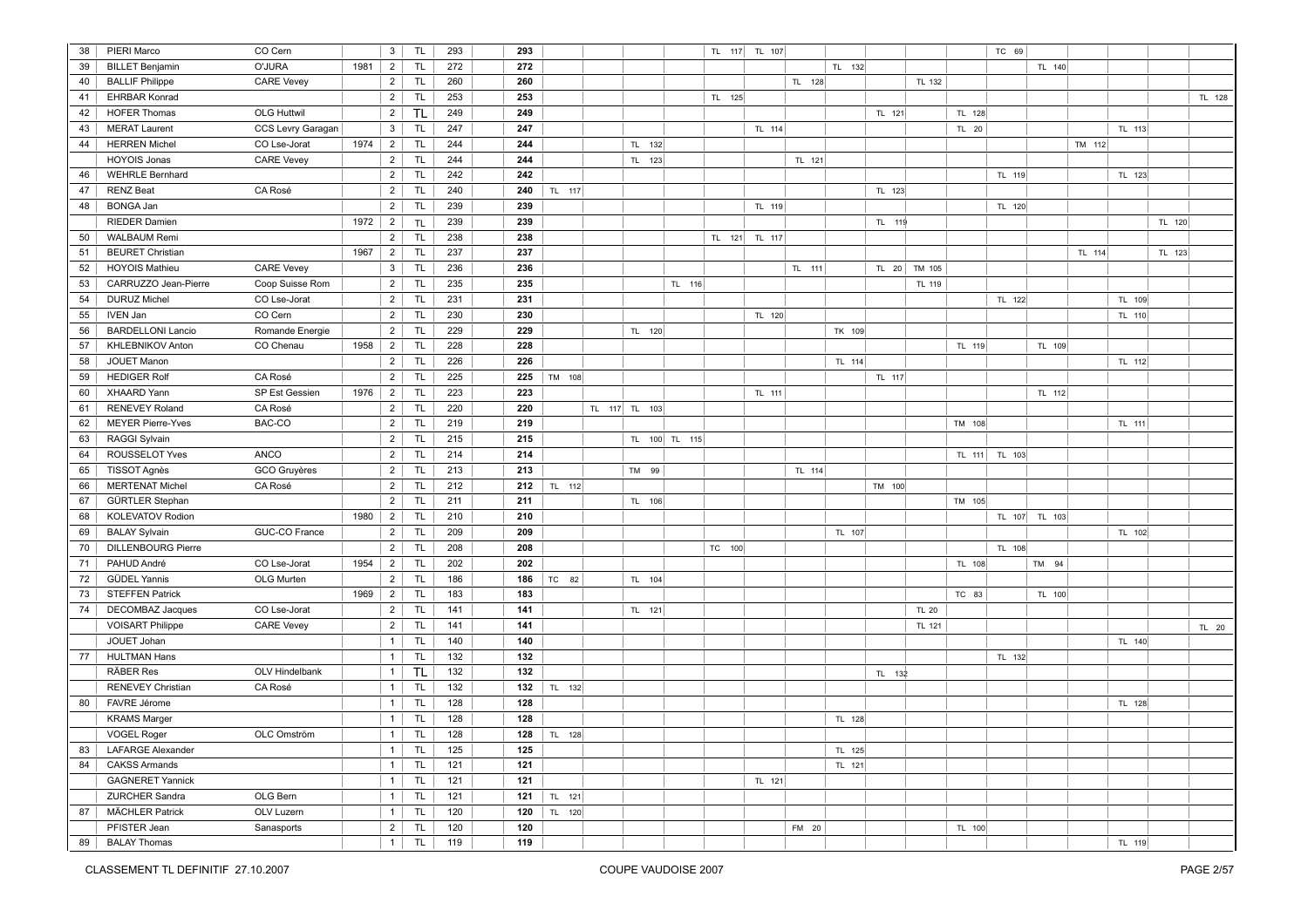| | | | | | | | | | | | | | | | | | | | | | | | | |
|---|---|---|---|---|---|---|---|---|---|---|---|---|---|---|---|---|---|---|---|---|---|---|---|---|
| 38 | PIERI Marco | CO Cern | | 3 | TL | 293 | 293 | | | | | TL 117 | TL 107 | | | | | | TC 69 | | | | | |
| 39 | BILLET Benjamin | O'JURA | 1981 | 2 | TL | 272 | 272 | | | | | | | | TL 132 | | | | | TL 140 | | | | |
| 40 | BALLIF Philippe | CARE Vevey | | 2 | TL | 260 | 260 | | | | | | | TL 128 | | | TL 132 | | | | | | | |
| 41 | EHRBAR Konrad | | | 2 | TL | 253 | 253 | | | | | TL 125 | | | | | | | | | | | | TL 128 |
| 42 | HOFER Thomas | OLG Huttwil | | 2 | TL | 249 | 249 | | | | | | | | | TL 121 | | TL 128 | | | | | | |
| 43 | MERAT Laurent | CCS Levry Garagan | | 3 | TL | 247 | 247 | | | | | | TL 114 | | | | | TL 20 | | | | TL 113 | | |
| 44 | HERREN Michel | CO Lse-Jorat | 1974 | 2 | TL | 244 | 244 | | | TL 132 | | | | | | | | | | | TM 112 | | | |
| | HOYOIS Jonas | CARE Vevey | | 2 | TL | 244 | 244 | | | TL 123 | | | | TL 121 | | | | | | | | | | |
| 46 | WEHRLE Bernhard | | | 2 | TL | 242 | 242 | | | | | | | | | | | | TL 119 | | | TL 123 | | |
| 47 | RENZ Beat | CA Rosé | | 2 | TL | 240 | 240 | TL 117 | | | | | | | | TL 123 | | | | | | | | |
| 48 | BONGA Jan | | | 2 | TL | 239 | 239 | | | | | | TL 119 | | | | | | TL 120 | | | | | |
| | RIEDER Damien | | 1972 | 2 | TL | 239 | 239 | | | | | | | | | TL 119 | | | | | | | TL 120 | |
| 50 | WALBAUM Remi | | | 2 | TL | 238 | 238 | | | | | TL 121 | TL 117 | | | | | | | | | | | |
| 51 | BEURET Christian | | 1967 | 2 | TL | 237 | 237 | | | | | | | | | | | | | | TL 114 | | TL 123 | |
| 52 | HOYOIS Mathieu | CARE Vevey | | 3 | TL | 236 | 236 | | | | | | | TL 111 | | TL 20 | TM 105 | | | | | | | |
| 53 | CARRUZZO Jean-Pierre | Coop Suisse Rom | | 2 | TL | 235 | 235 | | | | TL 116 | | | | | | TL 119 | | | | | | | |
| 54 | DURUZ Michel | CO Lse-Jorat | | 2 | TL | 231 | 231 | | | | | | | | | | | | TL 122 | | | TL 109 | | |
| 55 | IVEN Jan | CO Cern | | 2 | TL | 230 | 230 | | | | | | TL 120 | | | | | | | | | TL 110 | | |
| 56 | BARDELLONI Lancio | Romande Energie | | 2 | TL | 229 | 229 | | | TL 120 | | | | | TK 109 | | | | | | | | | |
| 57 | KHLEBNIKOV Anton | CO Chenau | 1958 | 2 | TL | 228 | 228 | | | | | | | | | | | TL 119 | | TL 109 | | | | |
| 58 | JOUET Manon | | | 2 | TL | 226 | 226 | | | | | | | | TL 114 | | | | | | | TL 112 | | |
| 59 | HEDIGER Rolf | CA Rosé | | 2 | TL | 225 | 225 | TM 108 | | | | | | | | TL 117 | | | | | | | | |
| 60 | XHAARD Yann | SP Est Gessien | 1976 | 2 | TL | 223 | 223 | | | | | | TL 111 | | | | | | | TL 112 | | | | |
| 61 | RENEVEY Roland | CA Rosé | | 2 | TL | 220 | 220 | | TL 117 | TL 103 | | | | | | | | | | | | | | |
| 62 | MEYER Pierre-Yves | BAC-CO | | 2 | TL | 219 | 219 | | | | | | | | | | | TM 108 | | | | TL 111 | | |
| 63 | RAGGI Sylvain | | | 2 | TL | 215 | 215 | | | TL 100 | TL 115 | | | | | | | | | | | | | |
| 64 | ROUSSELOT Yves | ANCO | | 2 | TL | 214 | 214 | | | | | | | | | | | TL 111 | TL 103 | | | | | |
| 65 | TISSOT Agnès | GCO Gruyères | | 2 | TL | 213 | 213 | | | TM 99 | | | | TL 114 | | | | | | | | | | |
| 66 | MERTENAT Michel | CA Rosé | | 2 | TL | 212 | 212 | TL 112 | | | | | | | | TM 100 | | | | | | | | |
| 67 | GÜRTLER Stephan | | | 2 | TL | 211 | 211 | | | TL 106 | | | | | | | | TM 105 | | | | | | |
| 68 | KOLEVATOV Rodion | | 1980 | 2 | TL | 210 | 210 | | | | | | | | | | | | TL 107 | TL 103 | | | | |
| 69 | BALAY Sylvain | GUC-CO France | | 2 | TL | 209 | 209 | | | | | | | | TL 107 | | | | | | | TL 102 | | |
| 70 | DILLENBOURG Pierre | | | 2 | TL | 208 | 208 | | | | | TC 100 | | | | | | | TL 108 | | | | | |
| 71 | PAHUD André | CO Lse-Jorat | 1954 | 2 | TL | 202 | 202 | | | | | | | | | | | TL 108 | | TM 94 | | | | |
| 72 | GÜDEL Yannis | OLG Murten | | 2 | TL | 186 | 186 | TC 82 | | TL 104 | | | | | | | | | | | | | | |
| 73 | STEFFEN Patrick | | 1969 | 2 | TL | 183 | 183 | | | | | | | | | | | TC 83 | | TL 100 | | | | |
| 74 | DECOMBAZ Jacques | CO Lse-Jorat | | 2 | TL | 141 | 141 | | | TL 121 | | | | | | | TL 20 | | | | | | | |
| | VOISART Philippe | CARE Vevey | | 2 | TL | 141 | 141 | | | | | | | | | | TL 121 | | | | | | | TL 20 |
| | JOUET Johan | | | 1 | TL | 140 | 140 | | | | | | | | | | | | | | | TL 140 | | |
| 77 | HULTMAN Hans | | | 1 | TL | 132 | 132 | | | | | | | | | | | | TL 132 | | | | | |
| | RÄBER Res | OLV Hindelbank | | 1 | TL | 132 | 132 | | | | | | | | | TL 132 | | | | | | | | |
| | RENEVEY Christian | CA Rosé | | 1 | TL | 132 | 132 | TL 132 | | | | | | | | | | | | | | | | |
| 80 | FAVRE Jérome | | | 1 | TL | 128 | 128 | | | | | | | | | | | | | | | TL 128 | | |
| | KRAMS Marger | | | 1 | TL | 128 | 128 | | | | | | | | TL 128 | | | | | | | | | |
| | VOGEL Roger | OLC Omström | | 1 | TL | 128 | 128 | TL 128 | | | | | | | | | | | | | | | | |
| 83 | LAFARGE Alexander | | | 1 | TL | 125 | 125 | | | | | | | | TL 125 | | | | | | | | | |
| 84 | CAKSS Armands | | | 1 | TL | 121 | 121 | | | | | | | | TL 121 | | | | | | | | | |
| | GAGNERET Yannick | | | 1 | TL | 121 | 121 | | | | | | TL 121 | | | | | | | | | | | |
| | ZURCHER Sandra | OLG Bern | | 1 | TL | 121 | 121 | TL 121 | | | | | | | | | | | | | | | | |
| 87 | MÄCHLER Patrick | OLV Luzern | | 1 | TL | 120 | 120 | TL 120 | | | | | | | | | | | | | | | | |
| | PFISTER Jean | Sanasports | | 2 | TL | 120 | 120 | | | | | | | FM 20 | | | | TL 100 | | | | | | |
| 89 | BALAY Thomas | | | 1 | TL | 119 | 119 | | | | | | | | | | | | | | | TL 119 | | |

CLASSEMENT TL DEFINITIF 27.10.2007 — COUPE VAUDOISE 2007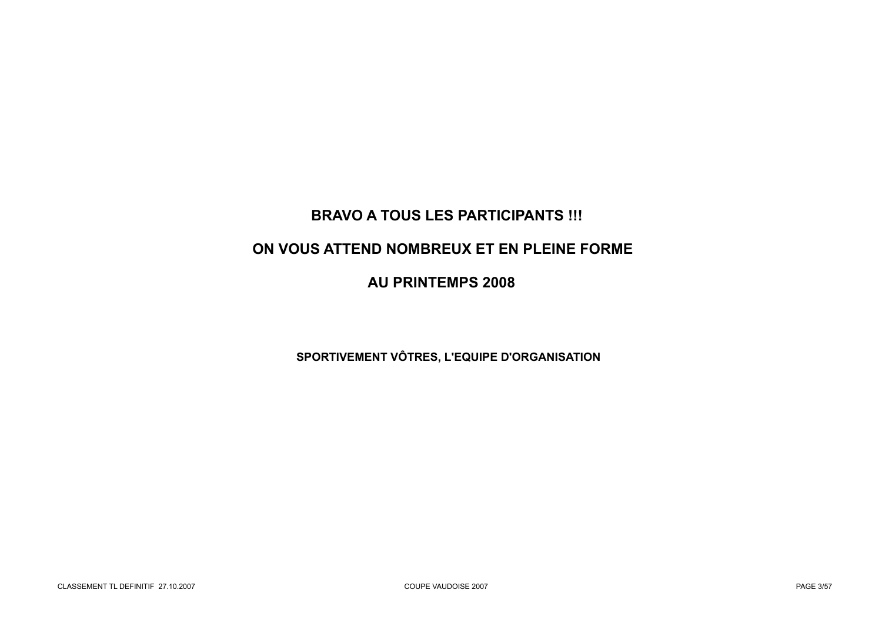**BRAVO A TOUS LES PARTICIPANTS !!!**

**ON VOUS ATTEND NOMBREUX ET EN PLEINE FORME**

**AU PRINTEMPS 2008**

**SPORTIVEMENT VÔTRES, L'EQUIPE D'ORGANISATION**